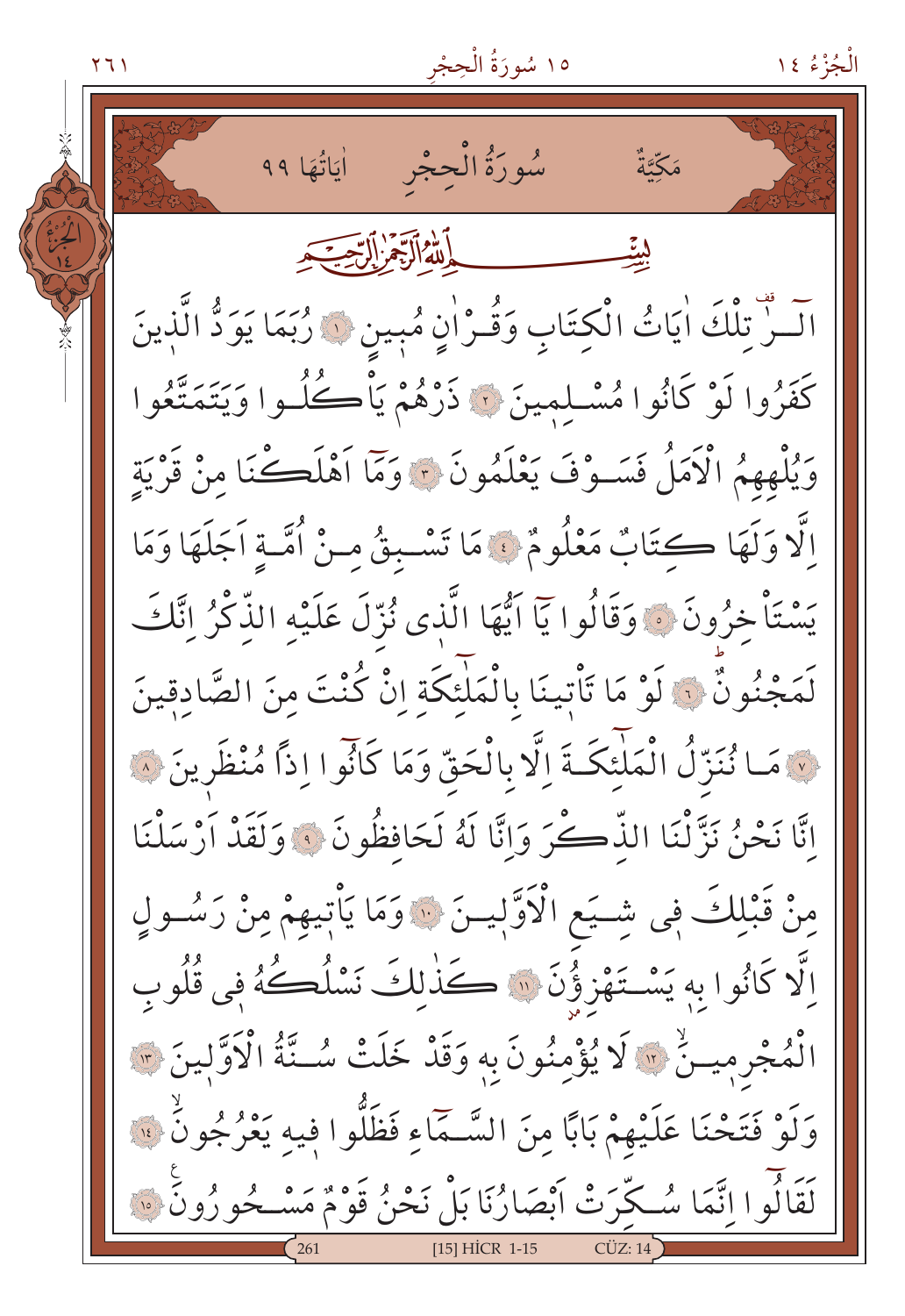مَكِّيَّةٌ سُورَةُ الْحِجْرِ اٰيَاتُهَا ٩٩

بِسْمِ اللّٰهِ الرَّحْمٰنِ الرَّح۪يمِ

الۤرٰ تِلْكَ اٰيَاتُ الْكِتَابِ وَقُرْاٰنٍ مُب۪ينٍ ﴿١﴾ رُبَمَا يَوَدُّ الَّذ۪ينَ كَفَرُوا لَوْ كَانُوا مُسْلِم۪ينَ ﴿٢﴾ ذَرْهُمْ يَأْكُلُوا وَيَتَمَتَّعُوا وَيُلْهِهِمُ الْاَمَلُ فَسَوْفَ يَعْلَمُونَ ﴿٣﴾ وَمَٓا اَهْلَكْنَا مِنْ قَرْيَةٍ اِلَّا وَلَهَا كِتَابٌ مَعْلُومٌ ﴿٤﴾ مَا تَسْبِقُ مِنْ اُمَّةٍ اَجَلَهَا وَمَا يَسْتَأْخِرُونَ ﴿٥﴾ وَقَالُوا يَٓا اَيُّهَا الَّذ۪ي نُزِّلَ عَلَيْهِ الذِّكْرُ اِنَّكَ لَمَجْنُونٌ ﴿٦﴾ لَوْ مَا تَأْت۪ينَا بِالْمَلٰٓئِكَةِ اِنْ كُنْتَ مِنَ الصَّادِق۪ينَ ﴿٧﴾ مَا نُنَزِّلُ الْمَلٰٓئِكَةَ اِلَّا بِالْحَقِّ وَمَا كَانُٓوا اِذاً مُنْظَر۪ينَ ﴿٨﴾ اِنَّا نَحْنُ نَزَّلْنَا الذِّكْرَ وَاِنَّا لَهُ لَحَافِظُونَ ﴿٩﴾ وَلَقَدْ اَرْسَلْنَا مِنْ قَبْلِكَ ف۪ي شِيَعِ الْاَوَّل۪ينَ ﴿١٠﴾ وَمَا يَأْت۪يهِمْ مِنْ رَسُولٍ اِلَّا كَانُوا بِه۪ يَسْتَهْزِؤُ۫نَ ﴿١١﴾ كَذٰلِكَ نَسْلُكُهُ ف۪ي قُلُوبِ الْمُجْرِم۪ينَۙ ﴿١٢﴾ لَا يُؤْمِنُونَ بِه۪ وَقَدْ خَلَتْ سُنَّةُ الْاَوَّل۪ينَ ﴿١٣﴾ وَلَوْ فَتَحْنَا عَلَيْهِمْ بَاباً مِنَ السَّمَٓاءِ فَظَلُّوا ف۪يهِ يَعْرُجُونَۙ ﴿١٤﴾ لَقَالُٓوا اِنَّمَا سُكِّرَتْ اَبْصَارُنَا بَلْ نَحْنُ قَوْمٌ مَسْحُورُونَ۟ ﴿١٥﴾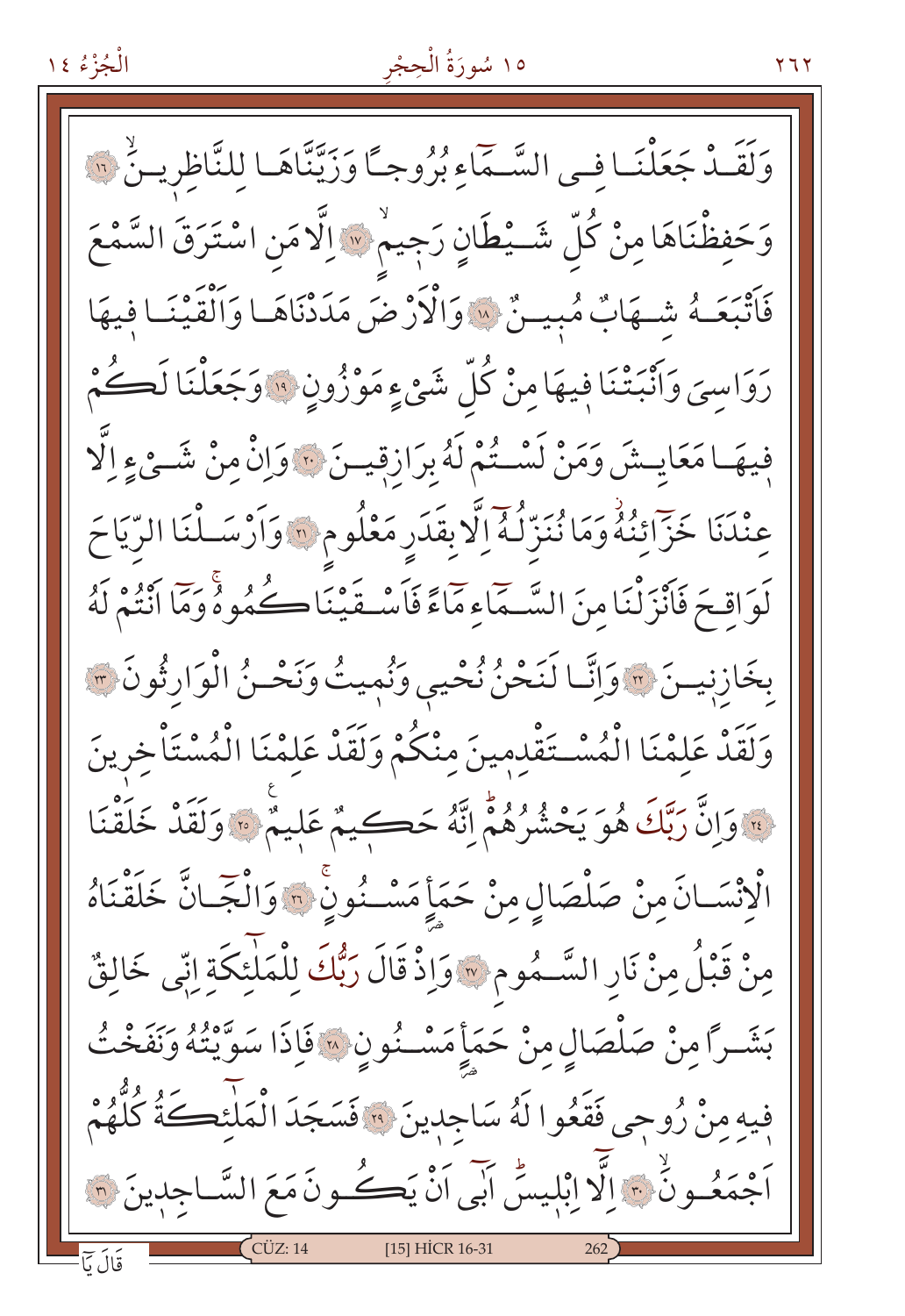وَلَقَدْ جَعَلْنَا فِي السَّمَٓاءِ بُرُوجاً وَزَيَّنَّاهَا لِلنَّاظِرِينَۙ ﴿١٦﴾ وَحَفِظْنَاهَا مِنْ كُلِّ شَيْطَانٍ رَجِيمٍۙ ﴿١٧﴾ اِلَّا مَنِ اسْتَرَقَ السَّمْعَ فَاَتْبَعَهُ شِهَابٌ مُبِينٌ ﴿١٨﴾ وَالْاَرْضَ مَدَدْنَاهَا وَاَلْقَيْنَا فِيهَا رَوَاسِيَ وَاَنْبَتْنَا فِيهَا مِنْ كُلِّ شَيْءٍ مَوْزُونٍ ﴿١٩﴾ وَجَعَلْنَا لَكُمْ فِيهَا مَعَايِشَ وَمَنْ لَسْتُمْ لَهُ بِرَازِقِينَ ﴿٢٠﴾ وَاِنْ مِنْ شَيْءٍ اِلَّا عِنْدَنَا خَزَٓائِنُهُۘ وَمَا نُنَزِّلُهُٓ اِلَّا بِقَدَرٍ مَعْلُومٍ ﴿٢١﴾ وَاَرْسَلْنَا الرِّيَاحَ لَوَاقِحَ فَاَنْزَلْنَا مِنَ السَّمَٓاءِ مَٓاءً فَاَسْقَيْنَاكُمُوهُۚ وَمَٓا اَنْتُمْ لَهُ بِخَازِنِينَ ﴿٢٢﴾ وَاِنَّا لَنَحْنُ نُحْيِي وَنُمِيتُ وَنَحْنُ الْوَارِثُونَ ﴿٢٣﴾ وَلَقَدْ عَلِمْنَا الْمُسْتَقْدِمِينَ مِنْكُمْ وَلَقَدْ عَلِمْنَا الْمُسْتَاْخِرِينَ ﴿٢٤﴾ وَاِنَّ رَبَّكَ هُوَ يَحْشُرُهُمْؕ اِنَّهُ حَكِيمٌ عَلِيمٌ ﴿٢٥﴾ وَلَقَدْ خَلَقْنَا الْاِنْسَانَ مِنْ صَلْصَالٍ مِنْ حَمَاٍ مَسْنُونٍۚ ﴿٢٦﴾ وَالْجَٓانَّ خَلَقْنَاهُ مِنْ قَبْلُ مِنْ نَارِ السَّمُومِ ﴿٢٧﴾ وَاِذْ قَالَ رَبُّكَ لِلْمَلٰٓئِكَةِ اِنِّي خَالِقٌ بَشَراً مِنْ صَلْصَالٍ مِنْ حَمَاٍ مَسْنُونٍ ﴿٢٨﴾ فَاِذَا سَوَّيْتُهُ وَنَفَخْتُ فِيهِ مِنْ رُوحِي فَقَعُوا لَهُ سَاجِدِينَ ﴿٢٩﴾ فَسَجَدَ الْمَلٰٓئِكَةُ كُلُّهُمْ اَجْمَعُونَۙ ﴿٣٠﴾ اِلَّٓا اِبْلِيسَؕ اَبٰٓى اَنْ يَكُونَ مَعَ السَّاجِدِينَ ﴿٣١﴾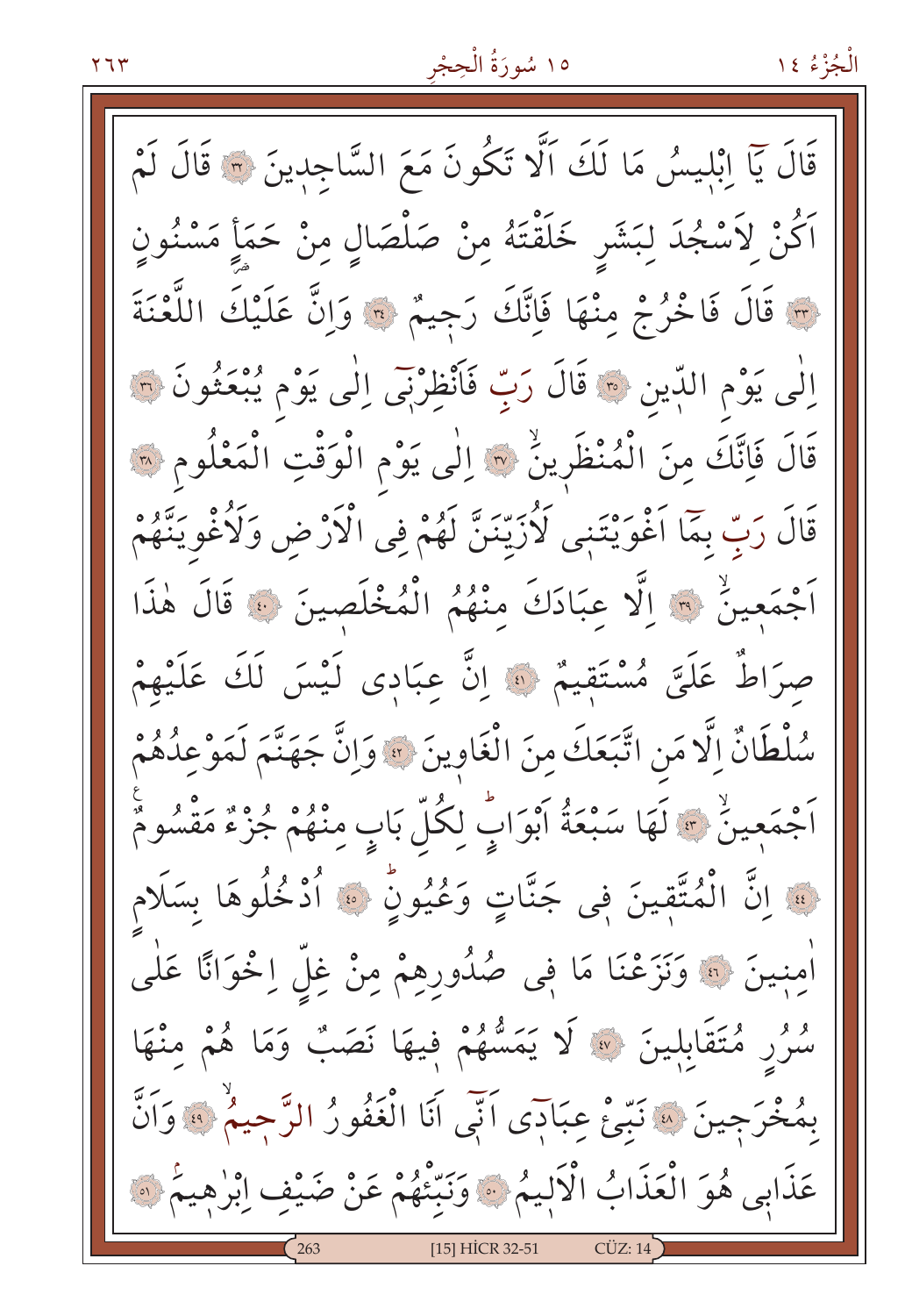قَالَ يَٓا اِبْلٖيسُ مَا لَكَ اَلَّا تَكُونَ مَعَ السَّاجِدٖينَ ﴿٣٢﴾ قَالَ لَمْ اَكُنْ لِاَسْجُدَ لِبَشَرٍ خَلَقْتَهُ مِنْ صَلْصَالٍ مِنْ حَمَاٍ مَسْنُونٍ ﴿٣٣﴾ قَالَ فَاخْرُجْ مِنْهَا فَاِنَّكَ رَجٖيمٌ ﴿٣٤﴾ وَاِنَّ عَلَيْكَ اللَّعْنَةَ اِلٰى يَوْمِ الدّٖينِ ﴿٣٥﴾ قَالَ رَبِّ فَاَنْظِرْنٖٓى اِلٰى يَوْمِ يُبْعَثُونَ ﴿٣٦﴾ قَالَ فَاِنَّكَ مِنَ الْمُنْظَرٖينَۙ ﴿٣٧﴾ اِلٰى يَوْمِ الْوَقْتِ الْمَعْلُومِ ﴿٣٨﴾ قَالَ رَبِّ بِمَٓا اَغْوَيْتَنٖى لَاُزَيِّنَنَّ لَهُمْ فِى الْاَرْضِ وَلَاُغْوِيَنَّهُمْ اَجْمَعٖينَۙ ﴿٣٩﴾ اِلَّا عِبَادَكَ مِنْهُمُ الْمُخْلَصٖينَ ﴿٤٠﴾ قَالَ هٰذَا صِرَاطٌ عَلَيَّ مُسْتَقٖيمٌ ﴿٤١﴾ اِنَّ عِبَادٖى لَيْسَ لَكَ عَلَيْهِمْ سُلْطَانٌ اِلَّا مَنِ اتَّبَعَكَ مِنَ الْغَاوٖينَ ﴿٤٢﴾ وَاِنَّ جَهَنَّمَ لَمَوْعِدُهُمْ اَجْمَعٖينَۙ ﴿٤٣﴾ لَهَا سَبْعَةُ اَبْوَابٍۜ لِكُلِّ بَابٍ مِنْهُمْ جُزْءٌ مَقْسُومٌ ﴿٤٤﴾ اِنَّ الْمُتَّقٖينَ فٖى جَنَّاتٍ وَعُيُونٍۜ ﴿٤٥﴾ اُدْخُلُوهَا بِسَلَامٍ اٰمِنٖينَ ﴿٤٦﴾ وَنَزَعْنَا مَا فٖى صُدُورِهِمْ مِنْ غِلٍّ اِخْوَانًا عَلٰى سُرُرٍ مُتَقَابِلٖينَ ﴿٤٧﴾ لَا يَمَسُّهُمْ فٖيهَا نَصَبٌ وَمَا هُمْ مِنْهَا بِمُخْرَجٖينَ ﴿٤٨﴾ نَبِّئْ عِبَادٖٓى اَنّٖٓى اَنَا الْغَفُورُ الرَّحٖيمُۙ ﴿٤٩﴾ وَاَنَّ عَذَابٖى هُوَ الْعَذَابُ الْاَلٖيمُ ﴿٥٠﴾ وَنَبِّئْهُمْ عَنْ ضَيْفِ اِبْرٰهٖيمَۢ ﴿٥١﴾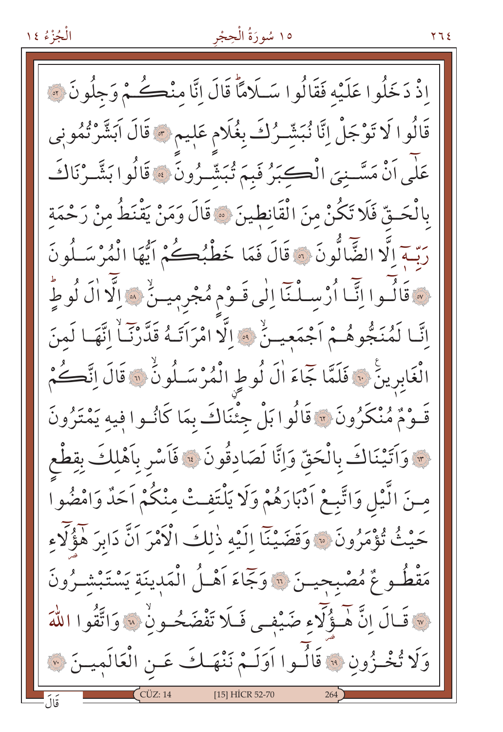اِذْ دَخَلُوا عَلَيْهِ فَقَالُوا سَلَامًاۜ قَالَ اِنَّا مِنْكُمْ وَجِلُونَ ﴿٥٢﴾ قَالُوا لَا تَوْجَلْ اِنَّا نُبَشِّرُكَ بِغُلَامٍ عَلٖيمٍ ﴿٥٣﴾ قَالَ اَبَشَّرْتُمُونٖى عَلٰٓى اَنْ مَسَّنِىَ الْكِبَرُ فَبِمَ تُبَشِّرُونَ ﴿٥٤﴾ قَالُوا بَشَّرْنَاكَ بِالْحَقِّ فَلَا تَكُنْ مِنَ الْقَانِطٖينَ ﴿٥٥﴾ قَالَ وَمَنْ يَقْنَطُ مِنْ رَحْمَةِ رَبِّهٖٓ اِلَّا الضَّٓالُّونَ ﴿٥٦﴾ قَالَ فَمَا خَطْبُكُمْ اَيُّهَا الْمُرْسَلُونَ ﴿٥٧﴾ قَالُٓوا اِنَّٓا اُرْسِلْنَٓا اِلٰى قَوْمٍ مُجْرِمٖينَۙ ﴿٥٨﴾ اِلَّٓا اٰلَ لُوطٍۜ اِنَّا لَمُنَجُّوهُمْ اَجْمَعٖينَۙ ﴿٥٩﴾ اِلَّا امْرَاَتَهُ قَدَّرْنَٓاۙ اِنَّهَا لَمِنَ الْغَابِرٖينَ ﴿٦٠﴾ فَلَمَّا جَٓاءَ اٰلَ لُوطٍ الْمُرْسَلُونَۙ ﴿٦١﴾ قَالَ اِنَّكُمْ قَوْمٌ مُنْكَرُونَ ﴿٦٢﴾ قَالُوا بَلْ جِئْنَاكَ بِمَا كَانُوا فٖيهِ يَمْتَرُونَ ﴿٦٣﴾ وَاَتَيْنَاكَ بِالْحَقِّ وَاِنَّا لَصَادِقُونَ ﴿٦٤﴾ فَاَسْرِ بِاَهْلِكَ بِقِطْعٍ مِنَ الَّيْلِ وَاتَّبِعْ اَدْبَارَهُمْ وَلَا يَلْتَفِتْ مِنْكُمْ اَحَدٌ وَامْضُوا حَيْثُ تُؤْمَرُونَ ﴿٦٥﴾ وَقَضَيْنَٓا اِلَيْهِ ذٰلِكَ الْاَمْرَ اَنَّ دَابِرَ هٰٓؤُلَٓاءِ مَقْطُوعٌ مُصْبِحٖينَ ﴿٦٦﴾ وَجَٓاءَ اَهْلُ الْمَدٖينَةِ يَسْتَبْشِرُونَ ﴿٦٧﴾ قَالَ اِنَّ هٰٓؤُلَٓاءِ ضَيْفٖى فَلَا تَفْضَحُونِۙ ﴿٦٨﴾ وَاتَّقُوا اللّٰهَ وَلَا تُخْزُونِ ﴿٦٩﴾ قَالُٓوا اَوَلَمْ نَنْهَكَ عَنِ الْعَالَمٖينَ ﴿٧٠﴾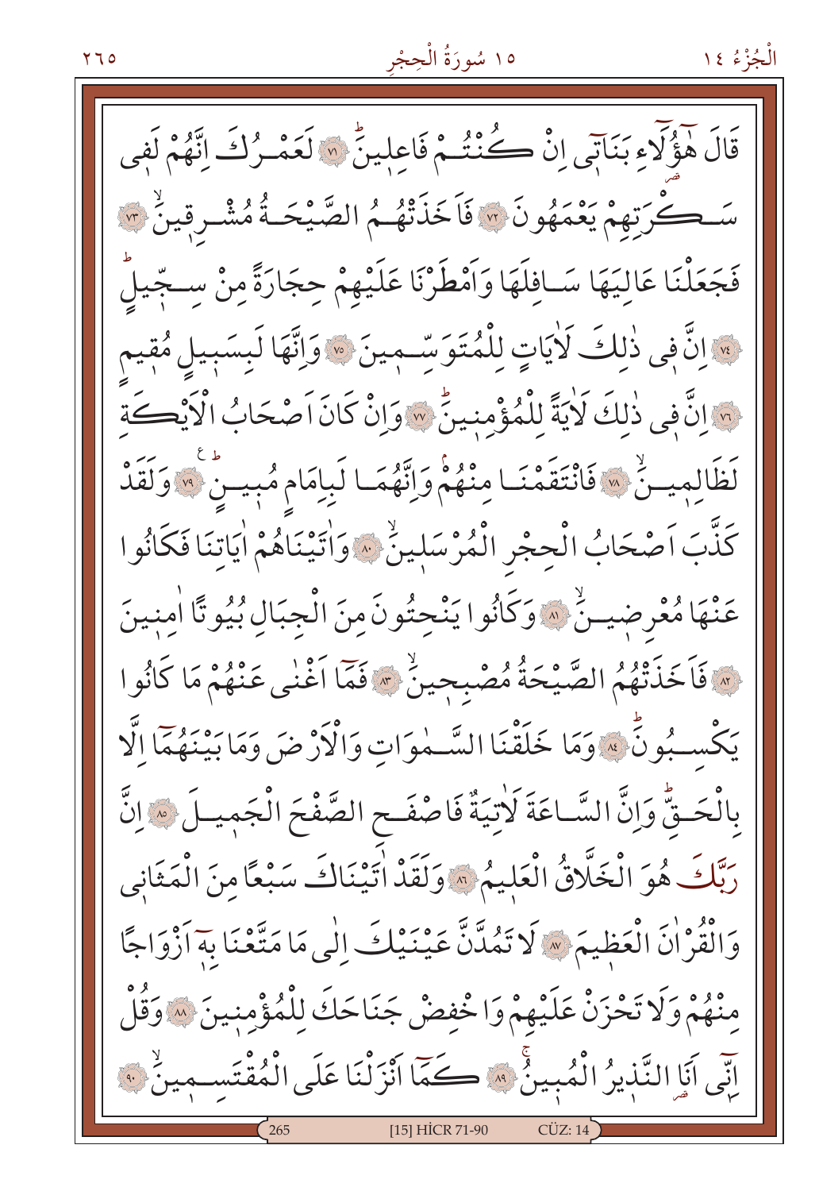قَالَ هٰٓؤُ۬لَٓاءِ بَنَاتٖٓى اِنْ كُنْتُمْ فَاعِلٖينَۜ ﴿٧١﴾ لَعَمْرُكَ اِنَّهُمْ لَفٖى سَكْرَتِهِمْ يَعْمَهُونَ ﴿٧٢﴾ فَاَخَذَتْهُمُ الصَّيْحَةُ مُشْرِقٖينَۙ ﴿٧٣﴾ فَجَعَلْنَا عَالِيَهَا سَافِلَهَا وَاَمْطَرْنَا عَلَيْهِمْ حِجَارَةً مِنْ سِجّٖيلٍۜ ﴿٧٤﴾ اِنَّ فٖى ذٰلِكَ لَاٰيَاتٍ لِلْمُتَوَسِّمٖينَ ﴿٧٥﴾ وَاِنَّهَا لَبِسَبٖيلٍ مُقٖيمٍ ﴿٧٦﴾ اِنَّ فٖى ذٰلِكَ لَاٰيَةً لِلْمُؤْمِنٖينَۜ ﴿٧٧﴾ وَاِنْ كَانَ اَصْحَابُ الْاَيْكَةِ لَظَالِمٖينَۙ ﴿٧٨﴾ فَانْتَقَمْنَا مِنْهُمْۘ وَاِنَّهُمَا لَبِاِمَامٍ مُبٖينٍ ﴿٧٩﴾ وَلَقَدْ كَذَّبَ اَصْحَابُ الْحِجْرِ الْمُرْسَلٖينَۙ ﴿٨٠﴾ وَاٰتَيْنَاهُمْ اٰيَاتِنَا فَكَانُوا عَنْهَا مُعْرِضٖينَۙ ﴿٨١﴾ وَكَانُوا يَنْحِتُونَ مِنَ الْجِبَالِ بُيُوتًا اٰمِنٖينَ ﴿٨٢﴾ فَاَخَذَتْهُمُ الصَّيْحَةُ مُصْبِحٖينَۙ ﴿٨٣﴾ فَمَٓا اَغْنٰى عَنْهُمْ مَا كَانُوا يَكْسِبُونَۜ ﴿٨٤﴾ وَمَا خَلَقْنَا السَّمٰوَاتِ وَالْاَرْضَ وَمَا بَيْنَهُمَٓا اِلَّا بِالْحَقِّۜ وَاِنَّ السَّاعَةَ لَاٰتِيَةٌ فَاصْفَحِ الصَّفْحَ الْجَمٖيلَ ﴿٨٥﴾ اِنَّ رَبَّكَ هُوَ الْخَلَّاقُ الْعَلٖيمُ ﴿٨٦﴾ وَلَقَدْ اٰتَيْنَاكَ سَبْعًا مِنَ الْمَثَانٖى وَالْقُرْاٰنَ الْعَظٖيمَ ﴿٨٧﴾ لَا تَمُدَّنَّ عَيْنَيْكَ اِلٰى مَا مَتَّعْنَا بِهٖٓ اَزْوَاجًا مِنْهُمْ وَلَا تَحْزَنْ عَلَيْهِمْ وَاخْفِضْ جَنَاحَكَ لِلْمُؤْمِنٖينَ ﴿٨٨﴾ وَقُلْ اِنّٖٓى اَنَا النَّذٖيرُ الْمُبٖينُۚ ﴿٨٩﴾ كَمَٓا اَنْزَلْنَا عَلَى الْمُقْتَسِمٖينَۙ ﴿٩٠﴾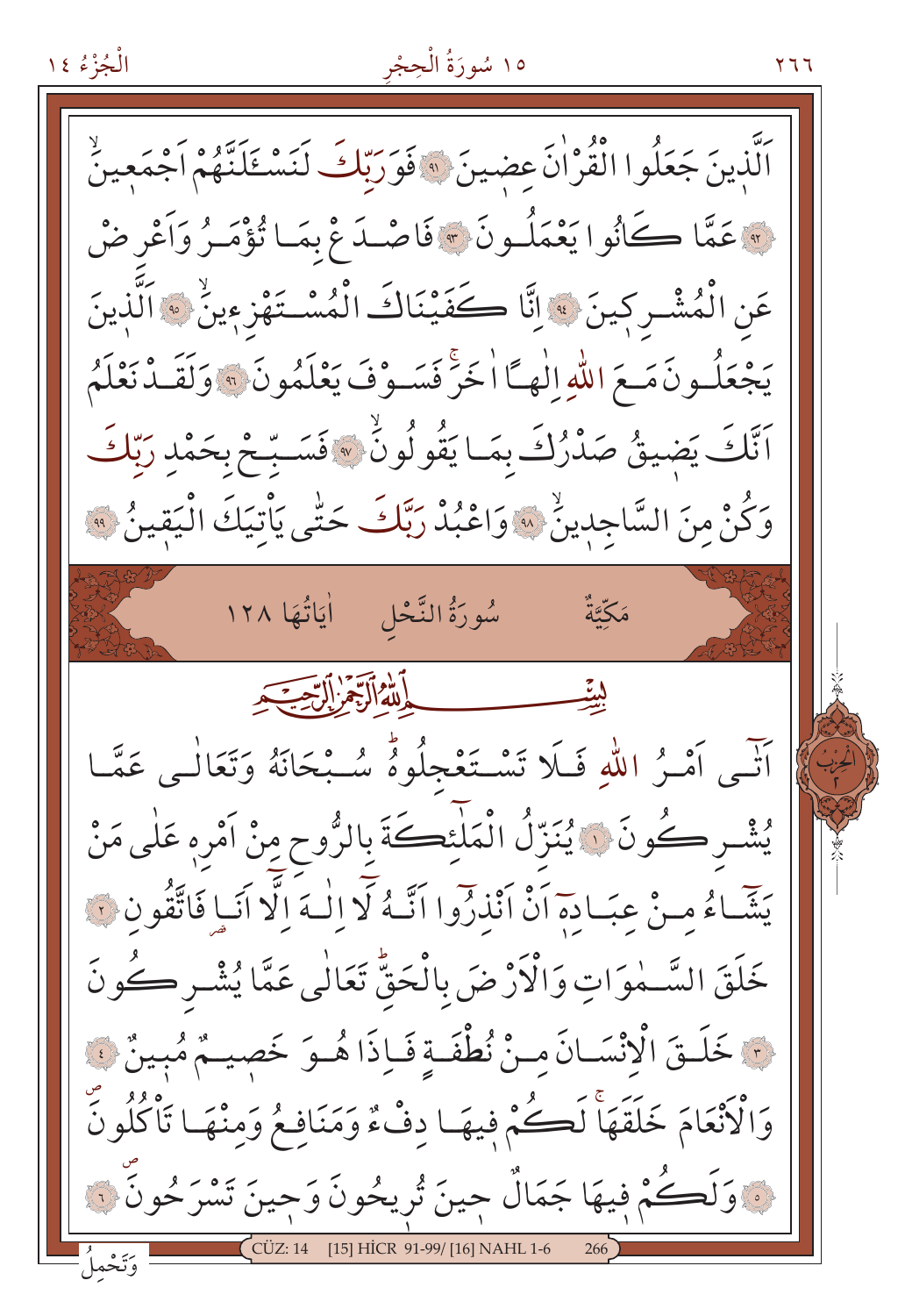اَلَّذٖينَ جَعَلُوا الْقُرْاٰنَ عِضٖينَ ﴿٩١﴾ فَوَرَبِّكَ لَنَسْـَٔلَنَّهُمْ اَجْمَعٖينَۙ ﴿٩٢﴾ عَمَّا كَانُوا يَعْمَلُونَ ﴿٩٣﴾ فَاصْدَعْ بِمَا تُؤْمَرُ وَاَعْرِضْ عَنِ الْمُشْرِكٖينَ ﴿٩٤﴾ اِنَّا كَفَيْنَاكَ الْمُسْتَهْزِءٖينَۙ ﴿٩٥﴾ اَلَّذٖينَ يَجْعَلُونَ مَعَ اللّٰهِ اِلٰهًا اٰخَرَۚ فَسَوْفَ يَعْلَمُونَ ﴿٩٦﴾ وَلَقَدْ نَعْلَمُ اَنَّكَ يَضٖيقُ صَدْرُكَ بِمَا يَقُولُونَۙ ﴿٩٧﴾ فَسَبِّحْ بِحَمْدِ رَبِّكَ وَكُنْ مِنَ السَّاجِدٖينَۙ ﴿٩٨﴾ وَاعْبُدْ رَبَّكَ حَتّٰى يَأْتِيَكَ الْيَقٖينُ ﴿٩٩﴾

## مَكِّيَّةٌ سُورَةُ النَّحْلِ اٰيَاتُهَا ١٢٨

بِسْمِ اللّٰهِ الرَّحْمٰنِ الرَّحٖيمِ

اَتٰى اَمْرُ اللّٰهِ فَلَا تَسْتَعْجِلُوهُۜ سُبْحَانَهُ وَتَعَالٰى عَمَّا يُشْرِكُونَ ﴿١﴾ يُنَزِّلُ الْمَلٰٓئِكَةَ بِالرُّوحِ مِنْ اَمْرِه۪ عَلٰى مَنْ يَشَٓاءُ مِنْ عِبَادِه۪ٓ اَنْ اَنْذِرُٓوا اَنَّهُ لَٓا اِلٰهَ اِلَّٓا اَنَا فَاتَّقُونِ ﴿٢﴾ خَلَقَ السَّمٰوَاتِ وَالْاَرْضَ بِالْحَقِّۜ تَعَالٰى عَمَّا يُشْرِكُونَ ﴿٣﴾ خَلَقَ الْاِنْسَانَ مِنْ نُطْفَةٍ فَاِذَا هُوَ خَصٖيمٌ مُبٖينٌ ﴿٤﴾ وَالْاَنْعَامَ خَلَقَهَاۚ لَكُمْ فٖيهَا دِفْءٌ وَمَنَافِعُ وَمِنْهَا تَأْكُلُونَ ﴿٥﴾ وَلَكُمْ فٖيهَا جَمَالٌ حٖينَ تُرٖيحُونَ وَحٖينَ تَسْرَحُونَ ﴿٦﴾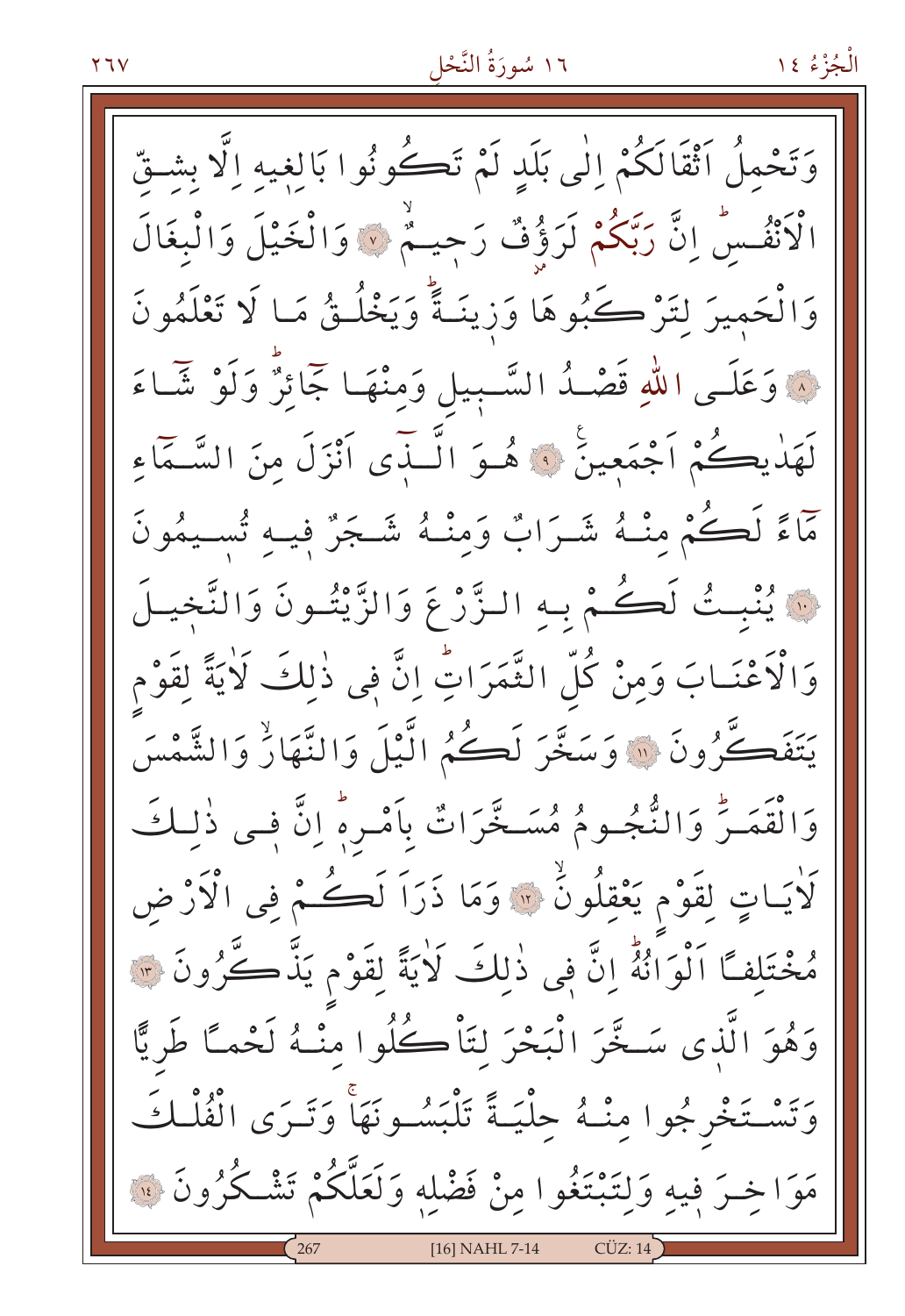وَتَحْمِلُ اَثْقَالَكُمْ اِلٰى بَلَدٍ لَمْ تَكُونُوا بَالِغِيهِ اِلَّا بِشِقِّ الْاَنْفُسِۜ اِنَّ رَبَّكُمْ لَرَؤُفٌ رَح۪يمٌۙ ﴿٧﴾ وَالْخَيْلَ وَالْبِغَالَ وَالْحَم۪يرَ لِتَرْكَبُوهَا وَز۪ينَةًۜ وَيَخْلُقُ مَا لَا تَعْلَمُونَ ﴿٨﴾ وَعَلَى اللّٰهِ قَصْدُ السَّب۪يلِ وَمِنْهَا جَٓائِرٌۜ وَلَوْ شَٓاءَ لَهَدٰيكُمْ اَجْمَع۪ينَ ﴿٩﴾ هُوَ الَّـذ۪ٓي اَنْزَلَ مِنَ السَّمَٓاءِ مَٓاءً لَكُمْ مِنْهُ شَرَابٌ وَمِنْهُ شَجَرٌ ف۪يهِ تُس۪يمُونَ ﴿١٠﴾ يُنْبِتُ لَكُمْ بِهِ الزَّرْعَ وَالزَّيْتُونَ وَالنَّخ۪يلَ وَالْاَعْنَابَ وَمِنْ كُلِّ الثَّمَرَاتِۜ اِنَّ ف۪ي ذٰلِكَ لَاٰيَةً لِقَوْمٍ يَتَفَكَّرُونَ ﴿١١﴾ وَسَخَّرَ لَكُمُ الَّيْلَ وَالنَّهَارَۙ وَالشَّمْسَ وَالْقَمَرَۜ وَالنُّجُومُ مُسَخَّرَاتٌ بِاَمْرِه۪ۜ اِنَّ ف۪ي ذٰلِكَ لَاٰيَاتٍ لِقَوْمٍ يَعْقِلُونَۙ ﴿١٢﴾ وَمَا ذَرَاَ لَكُمْ فِي الْاَرْضِ مُخْتَلِفًا اَلْوَانُهُۜ اِنَّ ف۪ي ذٰلِكَ لَاٰيَةً لِقَوْمٍ يَذَّكَّرُونَ ﴿١٣﴾ وَهُوَ الَّذ۪ي سَخَّرَ الْبَحْرَ لِتَأْكُلُوا مِنْهُ لَحْمًا طَرِيًّا وَتَسْتَخْرِجُوا مِنْهُ حِلْيَةً تَلْبَسُونَهَاۚ وَتَرَى الْفُلْكَ مَوَاخِرَ ف۪يهِ وَلِتَبْتَغُوا مِنْ فَضْلِه۪ وَلَعَلَّكُمْ تَشْكُرُونَ ﴿١٤﴾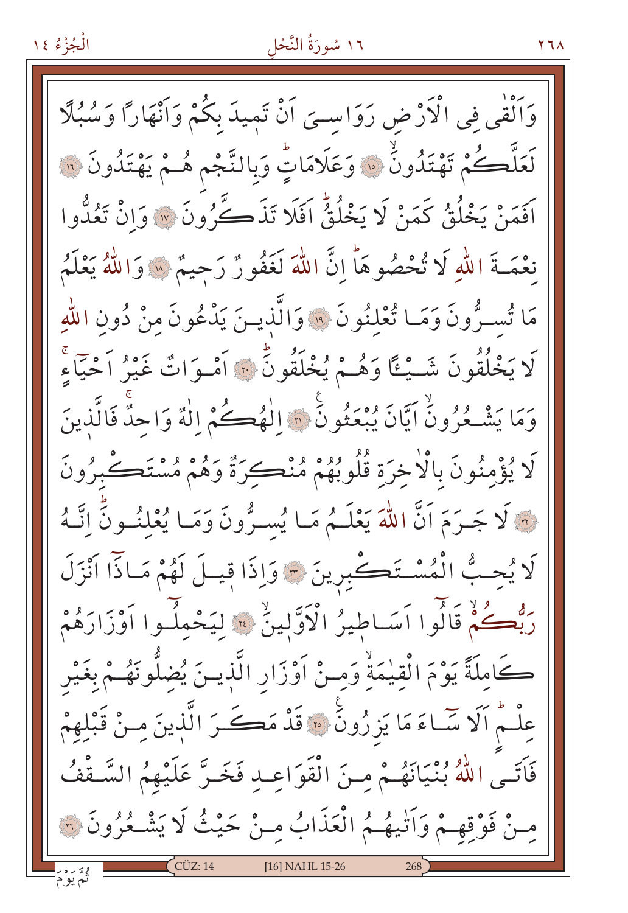وَاَلْقٰى فِى الْاَرْضِ رَوَاسِىَ اَنْ تَميدَ بِكُمْ وَاَنْهَارًا وَسُبُلًا

لَعَلَّكُمْ تَهْتَدُونَۙ ﴿١٥﴾ وَعَلَامَاتٍۜ وَبِالنَّجْمِ هُمْ يَهْتَدُونَ ﴿١٦﴾

اَفَمَنْ يَخْلُقُ كَمَنْ لَا يَخْلُقُۜ اَفَلَا تَذَكَّرُونَ ﴿١٧﴾ وَاِنْ تَعُدُّوا

نِعْمَةَ اللّٰهِ لَا تُحْصُوهَاۜ اِنَّ اللّٰهَ لَغَفُورٌ رَحِيمٌ ﴿١٨﴾ وَاللّٰهُ يَعْلَمُ

مَا تُسِرُّونَ وَمَا تُعْلِنُونَ ﴿١٩﴾ وَالَّذِينَ يَدْعُونَ مِنْ دُونِ اللّٰهِ

لَا يَخْلُقُونَ شَيْـًٔا وَهُمْ يُخْلَقُونَۜ ﴿٢٠﴾ اَمْوَاتٌ غَيْرُ اَحْيَٓاءٍۚ

وَمَا يَشْعُرُونَۙ اَيَّانَ يُبْعَثُونَۜ ﴿٢١﴾ اِلٰهُكُمْ اِلٰهٌ وَاحِدٌۚ فَالَّذِينَ

لَا يُؤْمِنُونَ بِالْاٰخِرَةِ قُلُوبُهُمْ مُنْكِرَةٌ وَهُمْ مُسْتَكْبِرُونَ

﴿٢٢﴾ لَا جَرَمَ اَنَّ اللّٰهَ يَعْلَمُ مَا يُسِرُّونَ وَمَا يُعْلِنُونَۜ اِنَّهُ

لَا يُحِبُّ الْمُسْتَكْبِرينَ ﴿٢٣﴾ وَاِذَا قِيلَ لَهُمْ مَاذَٓا اَنْزَلَ

رَبُّكُمْۙ قَالُٓوا اَسَاطِيرُ الْاَوَّلِينَۙ ﴿٢٤﴾ لِيَحْمِلُٓوا اَوْزَارَهُمْ

كَامِلَةً يَوْمَ الْقِيٰمَةِۙ وَمِنْ اَوْزَارِ الَّذِينَ يُضِلُّونَهُمْ بِغَيْرِ

عِلْمٍۜ اَلَا سَٓاءَ مَا يَزِرُونَۜ ﴿٢٥﴾ قَدْ مَكَرَ الَّذِينَ مِنْ قَبْلِهِمْ

فَاَتَى اللّٰهُ بُنْيَانَهُمْ مِنَ الْقَوَاعِدِ فَخَرَّ عَلَيْهِمُ السَّقْفُ

مِنْ فَوْقِهِمْ وَاَتٰيهُمُ الْعَذَابُ مِنْ حَيْثُ لَا يَشْعُرُونَ ﴿٢٦﴾

ثُمَّ يَوْمَ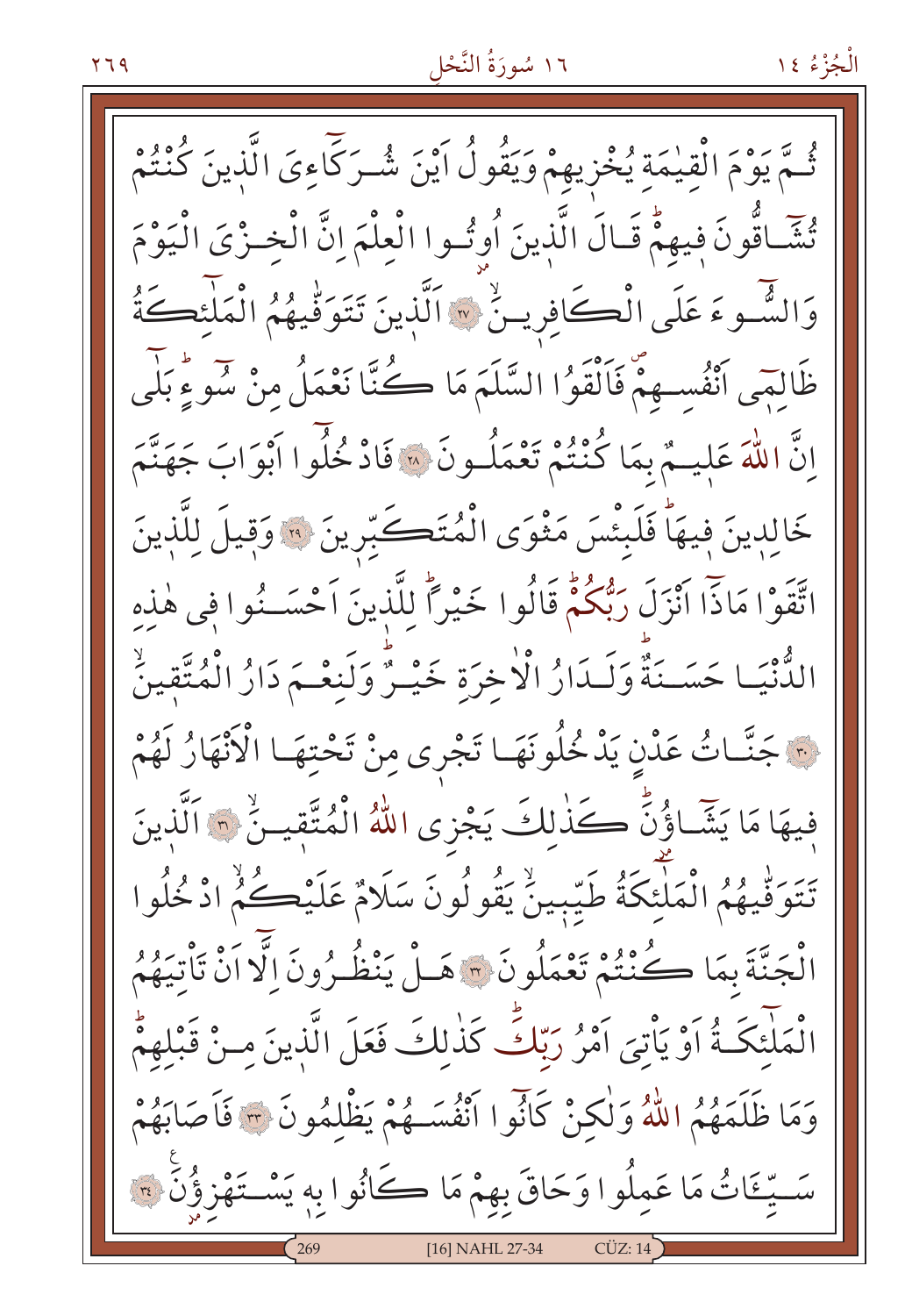ثُمَّ يَوْمَ الْقِيٰمَةِ يُخْزِيهِمْ وَيَقُولُ اَيْنَ شُرَكَٓاءِيَ الَّذِينَ كُنْتُمْ تُشَٓاقُّونَ فِيهِمْۜ قَالَ الَّذِينَ اُوتُوا الْعِلْمَ اِنَّ الْخِزْيَ الْيَوْمَ وَالسُّٓوءَ عَلَى الْكَافِرِينَۙ ﴿٢٧﴾ اَلَّذِينَ تَتَوَفّٰيهُمُ الْمَلٰٓئِكَةُ ظَالِمٖٓي اَنْفُسِهِمْۖ فَاَلْقَوُا السَّلَمَ مَا كُنَّا نَعْمَلُ مِنْ سُٓوءٍۜ بَلٰٓى اِنَّ اللّٰهَ عَلٖيمٌ بِمَا كُنْتُمْ تَعْمَلُونَ ﴿٢٨﴾ فَادْخُلُٓوا اَبْوَابَ جَهَنَّمَ خَالِدٖينَ فٖيهَاۜ فَلَبِئْسَ مَثْوَى الْمُتَكَبِّرٖينَ ﴿٢٩﴾ وَقٖيلَ لِلَّذٖينَ اتَّقَوْا مَاذَٓا اَنْزَلَ رَبُّكُمْۜ قَالُوا خَيْراًۜ لِلَّذٖينَ اَحْسَنُوا فٖي هٰذِهِ الدُّنْيَا حَسَنَةٌۜ وَلَدَارُ الْاٰخِرَةِ خَيْرٌۜ وَلَنِعْمَ دَارُ الْمُتَّقٖينَۙ ﴿٣٠﴾ جَنَّاتُ عَدْنٍ يَدْخُلُونَهَا تَجْرٖي مِنْ تَحْتِهَا الْاَنْهَارُ لَهُمْ فٖيهَا مَا يَشَٓاؤُنَۜ كَذٰلِكَ يَجْزِي اللّٰهُ الْمُتَّقٖينَۙ ﴿٣١﴾ اَلَّذٖينَ تَتَوَفّٰيهُمُ الْمَلٰٓئِكَةُ طَيِّبٖينَۙ يَقُولُونَ سَلَامٌ عَلَيْكُمُۙ ادْخُلُوا الْجَنَّةَ بِمَا كُنْتُمْ تَعْمَلُونَ ﴿٣٢﴾ هَلْ يَنْظُرُونَ اِلَّٓا اَنْ تَأْتِيَهُمُ الْمَلٰٓئِكَةُ اَوْ يَأْتِيَ اَمْرُ رَبِّكَۜ كَذٰلِكَ فَعَلَ الَّذٖينَ مِنْ قَبْلِهِمْۜ وَمَا ظَلَمَهُمُ اللّٰهُ وَلٰكِنْ كَانُٓوا اَنْفُسَهُمْ يَظْلِمُونَ ﴿٣٣﴾ فَاَصَابَهُمْ سَيِّـَٔاتُ مَا عَمِلُوا وَحَاقَ بِهِمْ مَا كَانُوا بِهٖ يَسْتَهْزِؤُنَ ﴿٣٤﴾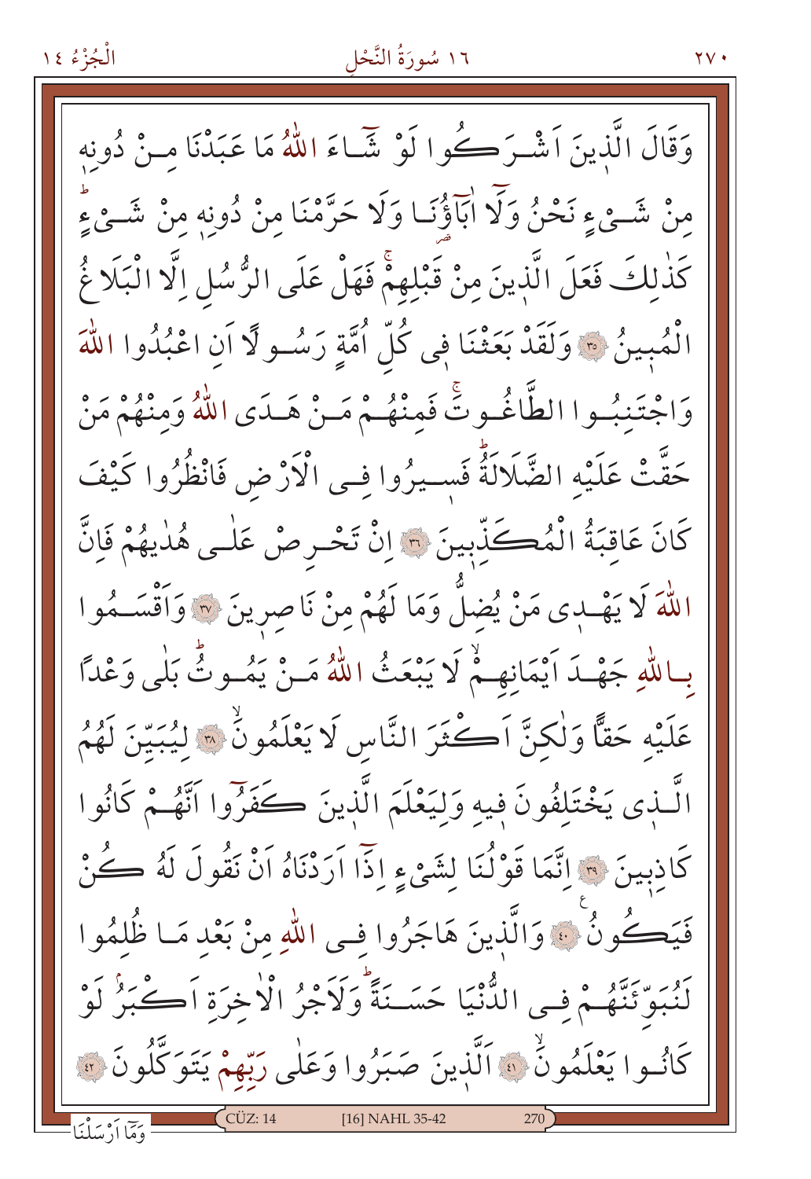وَقَالَ الَّذِينَ اَشْرَكُوا لَوْ شَاءَ اللّٰهُ مَا عَبَدْنَا مِنْ دُونِهٖ مِنْ شَيْءٍ نَحْنُ وَلَٓا اٰبَٓاؤُ۬نَا وَلَا حَرَّمْنَا مِنْ دُونِهٖ مِنْ شَيْءٍۜ كَذٰلِكَ فَعَلَ الَّذِينَ مِنْ قَبْلِهِمْۚ فَهَلْ عَلَى الرُّسُلِ اِلَّا الْبَلَاغُ الْمُبِينُ ﴿٣٥﴾ وَلَقَدْ بَعَثْنَا فٖي كُلِّ اُمَّةٍ رَسُولًا اَنِ اعْبُدُوا اللّٰهَ وَاجْتَنِبُوا الطَّاغُوتَۚ فَمِنْهُمْ مَنْ هَدَى اللّٰهُ وَمِنْهُمْ مَنْ حَقَّتْ عَلَيْهِ الضَّلَالَةُۜ فَسٖيرُوا فِي الْاَرْضِ فَانْظُرُوا كَيْفَ كَانَ عَاقِبَةُ الْمُكَذِّبٖينَ ﴿٣٦﴾ اِنْ تَحْرِصْ عَلٰى هُدٰيهُمْ فَاِنَّ اللّٰهَ لَا يَهْدٖي مَنْ يُضِلُّ وَمَا لَهُمْ مِنْ نَاصِرٖينَ ﴿٣٧﴾ وَاَقْسَمُوا بِاللّٰهِ جَهْدَ اَيْمَانِهِمْۙ لَا يَبْعَثُ اللّٰهُ مَنْ يَمُوتُۜ بَلٰى وَعْدًا عَلَيْهِ حَقًّا وَلٰكِنَّ اَكْثَرَ النَّاسِ لَا يَعْلَمُونَۙ ﴿٣٨﴾ لِيُبَيِّنَ لَهُمُ الَّذٖي يَخْتَلِفُونَ فٖيهِ وَلِيَعْلَمَ الَّذٖينَ كَفَرُٓوا اَنَّهُمْ كَانُوا كَاذِبٖينَ ﴿٣٩﴾ اِنَّمَا قَوْلُنَا لِشَيْءٍ اِذَٓا اَرَدْنَاهُ اَنْ نَقُولَ لَهُ كُنْ فَيَكُونُ ﴿٤٠﴾ وَالَّذٖينَ هَاجَرُوا فِي اللّٰهِ مِنْ بَعْدِ مَا ظُلِمُوا لَنُبَوِّئَنَّهُمْ فِي الدُّنْيَا حَسَنَةًۜ وَلَاَجْرُ الْاٰخِرَةِ اَكْبَرُۢ لَوْ كَانُوا يَعْلَمُونَۙ ﴿٤١﴾ اَلَّذٖينَ صَبَرُوا وَعَلٰى رَبِّهِمْ يَتَوَكَّلُونَ ﴿٤٢﴾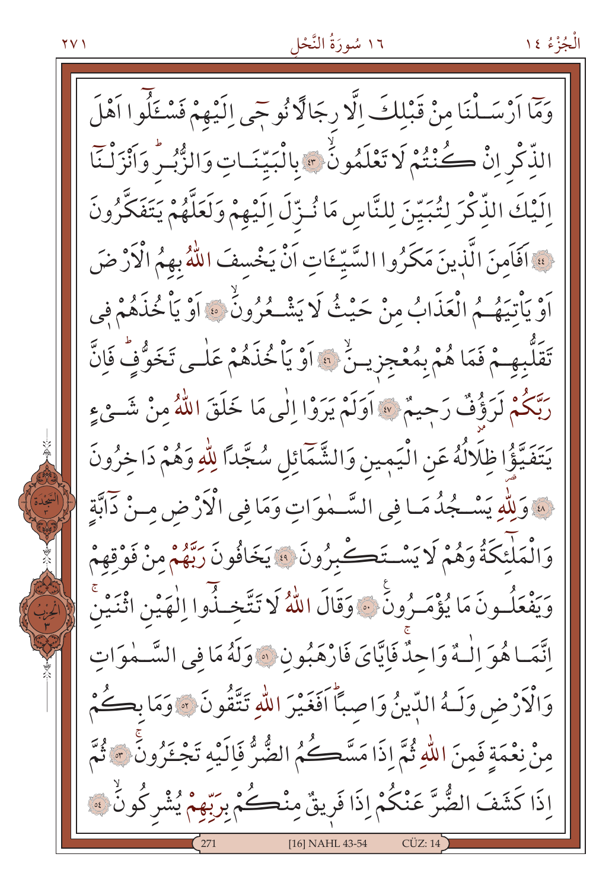وَمَٓا اَرْسَلْنَا مِنْ قَبْلِكَ اِلَّا رِجَالًا نُوحٖٓي اِلَيْهِمْ فَسْـَٔلُٓوا اَهْلَ الذِّكْرِ اِنْ كُنْتُمْ لَا تَعْلَمُونَۙ ﴿٤٣﴾ بِالْبَيِّنَاتِ وَالزُّبُرِؕ وَاَنْزَلْنَٓا اِلَيْكَ الذِّكْرَ لِتُبَيِّنَ لِلنَّاسِ مَا نُزِّلَ اِلَيْهِمْ وَلَعَلَّهُمْ يَتَفَكَّرُونَ ﴿٤٤﴾ اَفَاَمِنَ الَّذٖينَ مَكَرُوا السَّيِّـَٔاتِ اَنْ يَخْسِفَ اللّٰهُ بِهِمُ الْاَرْضَ اَوْ يَأْتِيَهُمُ الْعَذَابُ مِنْ حَيْثُ لَا يَشْعُرُونَۙ ﴿٤٥﴾ اَوْ يَأْخُذَهُمْ فٖي تَقَلُّبِهِمْ فَمَا هُمْ بِمُعْجِزٖينَۙ ﴿٤٦﴾ اَوْ يَأْخُذَهُمْ عَلٰى تَخَوُّفٍؕ فَاِنَّ رَبَّكُمْ لَرَؤُ۫فٌ رَحٖيمٌ ﴿٤٧﴾ اَوَلَمْ يَرَوْا اِلٰى مَا خَلَقَ اللّٰهُ مِنْ شَيْءٍ يَتَفَيَّؤُا ظِلَالُهُ عَنِ الْيَمٖينِ وَالشَّمَٓائِلِ سُجَّدًا لِلّٰهِ وَهُمْ دَاخِرُونَ ﴿٤٨﴾ وَلِلّٰهِ يَسْجُدُ مَا فِي السَّمٰوَاتِ وَمَا فِي الْاَرْضِ مِنْ دَٓابَّةٍ وَالْمَلٰٓئِكَةُ وَهُمْ لَا يَسْتَكْبِرُونَ ﴿٤٩﴾ يَخَافُونَ رَبَّهُمْ مِنْ فَوْقِهِمْ وَيَفْعَلُونَ مَا يُؤْمَرُونَ ۩ ﴿٥٠﴾ وَقَالَ اللّٰهُ لَا تَتَّخِذُٓوا اِلٰهَيْنِ اثْنَيْنِۚ اِنَّمَا هُوَ اِلٰهٌ وَاحِدٌۚ فَاِيَّايَ فَارْهَبُونِ ﴿٥١﴾ وَلَهُ مَا فِي السَّمٰوَاتِ وَالْاَرْضِ وَلَهُ الدّٖينُ وَاصِبًاؕ اَفَغَيْرَ اللّٰهِ تَتَّقُونَ ﴿٥٢﴾ وَمَا بِكُمْ مِنْ نِعْمَةٍ فَمِنَ اللّٰهِ ثُمَّ اِذَا مَسَّكُمُ الضُّرُّ فَاِلَيْهِ تَجْـَٔرُونَۚ ﴿٥٣﴾ ثُمَّ اِذَا كَشَفَ الضُّرَّ عَنْكُمْ اِذَا فَرٖيقٌ مِنْكُمْ بِرَبِّهِمْ يُشْرِكُونَۙ ﴿٥٤﴾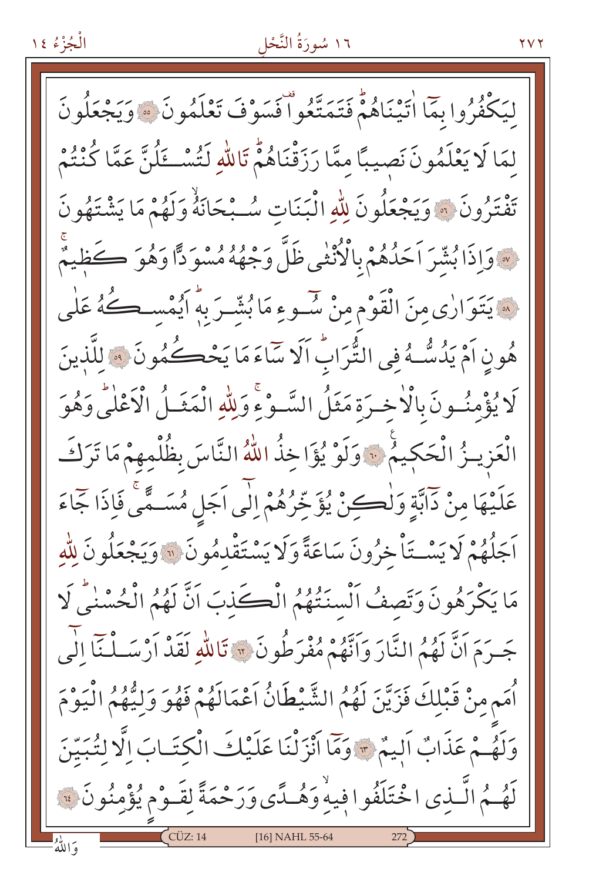لِيَكْفُرُوا بِمَٓا اٰتَيْنَاهُمْۜ فَتَمَتَّعُواۙ فَسَوْفَ تَعْلَمُونَ ﴿٥٥﴾ وَيَجْعَلُونَ لِمَا لَا يَعْلَمُونَ نَصِيبًا مِمَّا رَزَقْنَاهُمْۜ تَاللّٰهِ لَتُسْـَٔلُنَّ عَمَّا كُنْتُمْ تَفْتَرُونَ ﴿٥٦﴾ وَيَجْعَلُونَ لِلّٰهِ الْبَنَاتِ سُبْحَانَهُۙ وَلَهُمْ مَا يَشْتَهُونَ ﴿٥٧﴾ وَاِذَا بُشِّرَ اَحَدُهُمْ بِالْاُنْثٰى ظَلَّ وَجْهُهُ مُسْوَدًّا وَهُوَ كَظِيمٌۚ ﴿٥٨﴾ يَتَوَارٰى مِنَ الْقَوْمِ مِنْ سُٓوءِ مَا بُشِّرَ بِهٖۜ اَيُمْسِكُهُ عَلٰى هُونٍ اَمْ يَدُسُّهُ فِى التُّرَابِۜ اَلَا سَٓاءَ مَا يَحْكُمُونَ ﴿٥٩﴾ لِلَّذِينَ لَا يُؤْمِنُونَ بِالْاٰخِرَةِ مَثَلُ السَّوْءِۚ وَلِلّٰهِ الْمَثَلُ الْاَعْلٰىۜ وَهُوَ الْعَزِيزُ الْحَكِيمُ ﴿٦٠﴾ وَلَوْ يُؤَاخِذُ اللّٰهُ النَّاسَ بِظُلْمِهِمْ مَا تَرَكَ عَلَيْهَا مِنْ دَٓابَّةٍ وَلٰكِنْ يُؤَخِّرُهُمْ اِلٰٓى اَجَلٍ مُسَمًّىۚ فَاِذَا جَٓاءَ اَجَلُهُمْ لَا يَسْتَاْخِرُونَ سَاعَةً وَلَا يَسْتَقْدِمُونَ ﴿٦١﴾ وَيَجْعَلُونَ لِلّٰهِ مَا يَكْرَهُونَ وَتَصِفُ اَلْسِنَتُهُمُ الْكَذِبَ اَنَّ لَهُمُ الْحُسْنٰىۜ لَا جَرَمَ اَنَّ لَهُمُ النَّارَ وَاَنَّهُمْ مُفْرَطُونَ ﴿٦٢﴾ تَاللّٰهِ لَقَدْ اَرْسَلْنَٓا اِلٰٓى اُمَمٍ مِنْ قَبْلِكَ فَزَيَّنَ لَهُمُ الشَّيْطَانُ اَعْمَالَهُمْ فَهُوَ وَلِيُّهُمُ الْيَوْمَ وَلَهُمْ عَذَابٌ اَلِيمٌ ﴿٦٣﴾ وَمَٓا اَنْزَلْنَا عَلَيْكَ الْكِتَابَ اِلَّا لِتُبَيِّنَ لَهُمُ الَّذِى اخْتَلَفُوا فِيهِۙ وَهُدًى وَرَحْمَةً لِقَوْمٍ يُؤْمِنُونَ ﴿٦٤﴾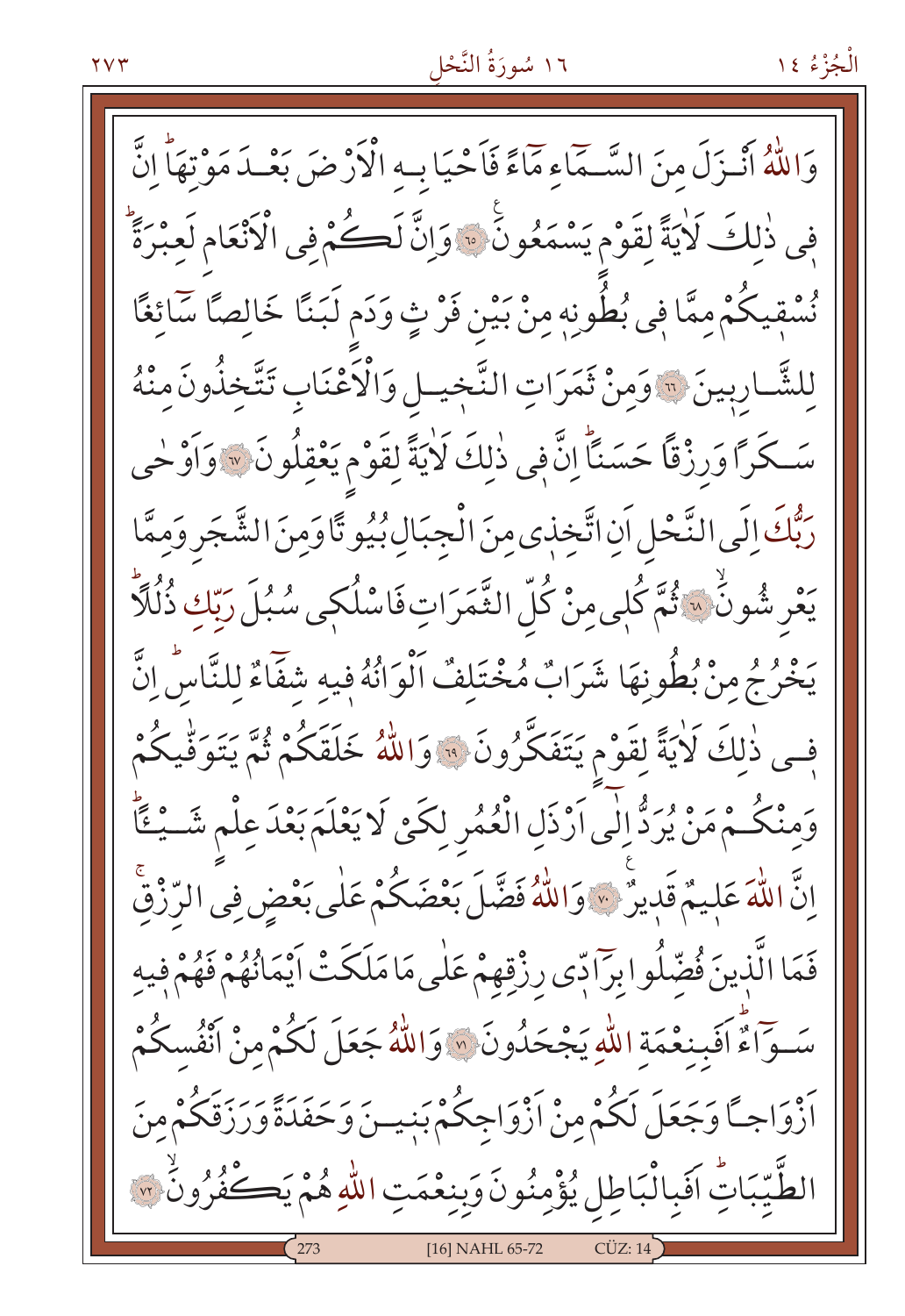وَاللّٰهُ اَنْزَلَ مِنَ السَّمَٓاءِ مَٓاءً فَاَحْيَا بِهِ الْاَرْضَ بَعْدَ مَوْتِهَاۜ اِنَّ فٖي ذٰلِكَ لَاٰيَةً لِقَوْمٍ يَسْمَعُونَ ﴿٦٥﴾ وَاِنَّ لَكُمْ فِي الْاَنْعَامِ لَعِبْرَةًۜ نُسْقٖيكُمْ مِمَّا فٖي بُطُونِهٖ مِنْ بَيْنِ فَرْثٍ وَدَمٍ لَبَنًا خَالِصًا سَٓائِغًا لِلشَّارِبٖينَ ﴿٦٦﴾ وَمِنْ ثَمَرَاتِ النَّخٖيلِ وَالْاَعْنَابِ تَتَّخِذُونَ مِنْهُ سَكَرًا وَرِزْقًا حَسَنًاۜ اِنَّ فٖي ذٰلِكَ لَاٰيَةً لِقَوْمٍ يَعْقِلُونَ ﴿٦٧﴾ وَاَوْحٰى رَبُّكَ اِلَى النَّحْلِ اَنِ اتَّخِذٖي مِنَ الْجِبَالِ بُيُوتًا وَمِنَ الشَّجَرِ وَمِمَّا يَعْرِشُونَۙ ﴿٦٨﴾ ثُمَّ كُلٖي مِنْ كُلِّ الثَّمَرَاتِ فَاسْلُكٖي سُبُلَ رَبِّكِ ذُلُلًاۜ يَخْرُجُ مِنْ بُطُونِهَا شَرَابٌ مُخْتَلِفٌ اَلْوَانُهُ فٖيهِ شِفَٓاءٌ لِلنَّاسِۜ اِنَّ فٖي ذٰلِكَ لَاٰيَةً لِقَوْمٍ يَتَفَكَّرُونَ ﴿٦٩﴾ وَاللّٰهُ خَلَقَكُمْ ثُمَّ يَتَوَفّٰيكُمْ وَمِنْكُمْ مَنْ يُرَدُّ اِلٰٓى اَرْذَلِ الْعُمُرِ لِكَيْ لَا يَعْلَمَ بَعْدَ عِلْمٍ شَيْـًٔاۜ اِنَّ اللّٰهَ عَلٖيمٌ قَدٖيرٌ ﴿٧٠﴾ وَاللّٰهُ فَضَّلَ بَعْضَكُمْ عَلٰى بَعْضٍ فِي الرِّزْقِۚ فَمَا الَّذٖينَ فُضِّلُوا بِرَٓادّٖي رِزْقِهِمْ عَلٰى مَا مَلَكَتْ اَيْمَانُهُمْ فَهُمْ فٖيهِ سَوَٓاءٌۜ اَفَبِنِعْمَةِ اللّٰهِ يَجْحَدُونَ ﴿٧١﴾ وَاللّٰهُ جَعَلَ لَكُمْ مِنْ اَنْفُسِكُمْ اَزْوَاجًا وَجَعَلَ لَكُمْ مِنْ اَزْوَاجِكُمْ بَنٖينَ وَحَفَدَةً وَرَزَقَكُمْ مِنَ الطَّيِّبَاتِۜ اَفَبِالْبَاطِلِ يُؤْمِنُونَ وَبِنِعْمَتِ اللّٰهِ هُمْ يَكْفُرُونَۙ ﴿٧٢﴾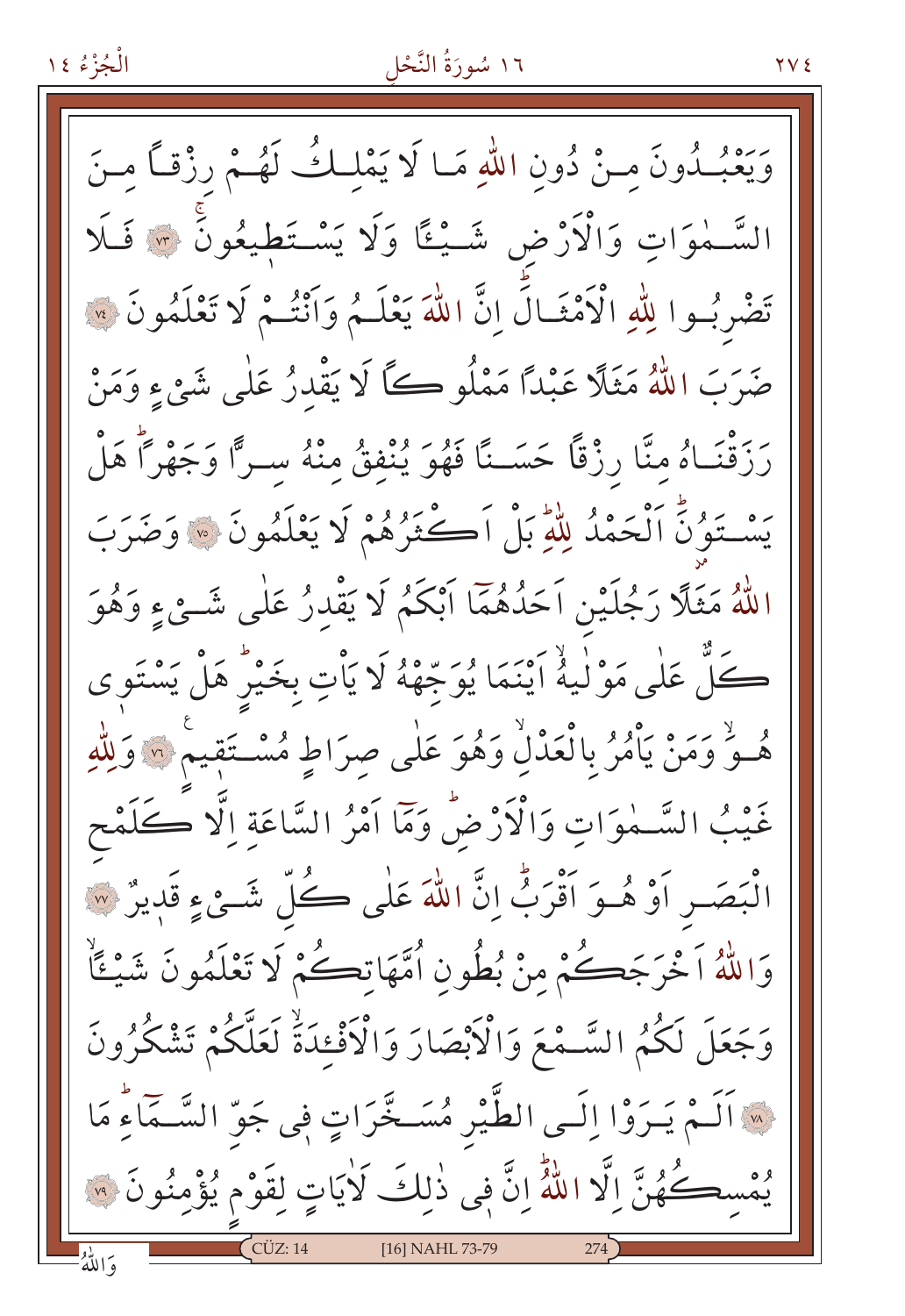وَيَعْبُدُونَ مِنْ دُونِ اللّٰهِ مَا لَا يَمْلِكُ لَهُمْ رِزْقًا مِنَ السَّمٰوَاتِ وَالْاَرْضِ شَيْـًٔا وَلَا يَسْتَطِيعُونَ ﴿٧٣﴾ فَلَا تَضْرِبُوا لِلّٰهِ الْاَمْثَالَ اِنَّ اللّٰهَ يَعْلَمُ وَاَنْتُمْ لَا تَعْلَمُونَ ﴿٧٤﴾ ضَرَبَ اللّٰهُ مَثَلًا عَبْدًا مَمْلُوكًا لَا يَقْدِرُ عَلٰى شَيْءٍ وَمَنْ رَزَقْنَاهُ مِنَّا رِزْقًا حَسَنًا فَهُوَ يُنْفِقُ مِنْهُ سِرًّا وَجَهْرًا هَلْ يَسْتَوُنَ اَلْحَمْدُ لِلّٰهِ بَلْ اَكْثَرُهُمْ لَا يَعْلَمُونَ ﴿٧٥﴾ وَضَرَبَ اللّٰهُ مَثَلًا رَجُلَيْنِ اَحَدُهُمَا اَبْكَمُ لَا يَقْدِرُ عَلٰى شَيْءٍ وَهُوَ كَلٌّ عَلٰى مَوْلٰيهُ اَيْنَمَا يُوَجِّهْهُ لَا يَاْتِ بِخَيْرٍ هَلْ يَسْتَوِي هُوَ وَمَنْ يَاْمُرُ بِالْعَدْلِ وَهُوَ عَلٰى صِرَاطٍ مُسْتَقِيمٍ ﴿٧٦﴾ وَلِلّٰهِ غَيْبُ السَّمٰوَاتِ وَالْاَرْضِ وَمَا اَمْرُ السَّاعَةِ اِلَّا كَلَمْحِ الْبَصَرِ اَوْ هُوَ اَقْرَبُ اِنَّ اللّٰهَ عَلٰى كُلِّ شَيْءٍ قَدِيرٌ ﴿٧٧﴾ وَاللّٰهُ اَخْرَجَكُمْ مِنْ بُطُونِ اُمَّهَاتِكُمْ لَا تَعْلَمُونَ شَيْـًٔا وَجَعَلَ لَكُمُ السَّمْعَ وَالْاَبْصَارَ وَالْاَفْئِدَةَ لَعَلَّكُمْ تَشْكُرُونَ ﴿٧٨﴾ اَلَمْ يَرَوْا اِلَى الطَّيْرِ مُسَخَّرَاتٍ فِي جَوِّ السَّمَاءِ مَا يُمْسِكُهُنَّ اِلَّا اللّٰهُ اِنَّ فِي ذٰلِكَ لَاٰيَاتٍ لِقَوْمٍ يُؤْمِنُونَ ﴿٧٩﴾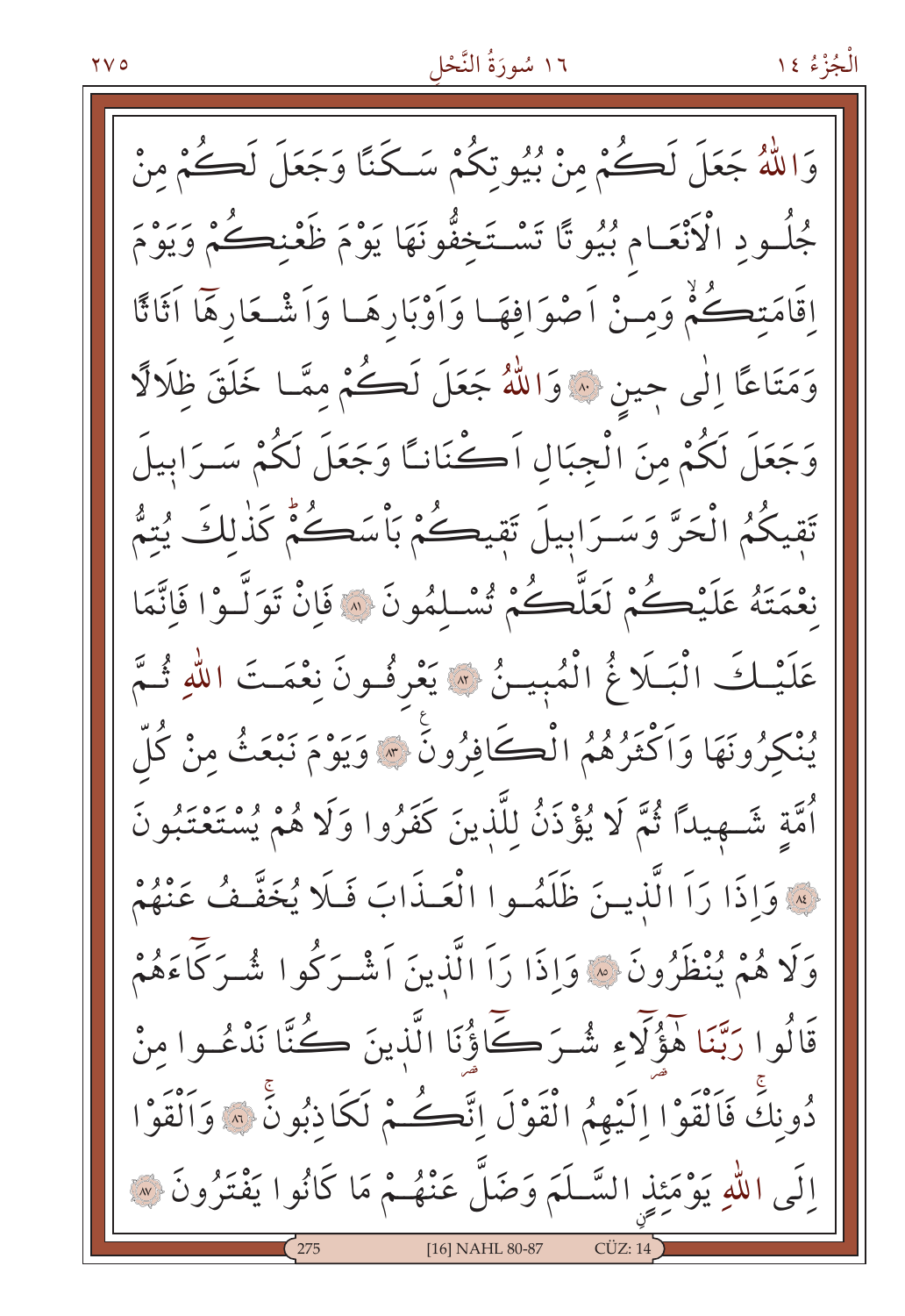وَاللّٰهُ جَعَلَ لَكُمْ مِنْ بُيُوتِكُمْ سَكَنًا وَجَعَلَ لَكُمْ مِنْ جُلُودِ الْاَنْعَامِ بُيُوتًا تَسْتَخِفُّونَهَا يَوْمَ ظَعْنِكُمْ وَيَوْمَ اِقَامَتِكُمْ وَمِنْ اَصْوَافِهَا وَاَوْبَارِهَا وَاَشْعَارِهَٓا اَثَاثًا وَمَتَاعًا اِلٰى حِينٍ ﴿٨٠﴾ وَاللّٰهُ جَعَلَ لَكُمْ مِمَّا خَلَقَ ظِلَالًا وَجَعَلَ لَكُمْ مِنَ الْجِبَالِ اَكْنَانًا وَجَعَلَ لَكُمْ سَرَابِيلَ تَقِيكُمُ الْحَرَّ وَسَرَابِيلَ تَقِيكُمْ بَأْسَكُمْ كَذٰلِكَ يُتِمُّ نِعْمَتَهُ عَلَيْكُمْ لَعَلَّكُمْ تُسْلِمُونَ ﴿٨١﴾ فَاِنْ تَوَلَّوْا فَاِنَّمَا عَلَيْكَ الْبَلَاغُ الْمُبِينُ ﴿٨٢﴾ يَعْرِفُونَ نِعْمَتَ اللّٰهِ ثُمَّ يُنْكِرُونَهَا وَاَكْثَرُهُمُ الْكَافِرُونَ ﴿٨٣﴾ وَيَوْمَ نَبْعَثُ مِنْ كُلِّ اُمَّةٍ شَهِيدًا ثُمَّ لَا يُؤْذَنُ لِلَّذِينَ كَفَرُوا وَلَا هُمْ يُسْتَعْتَبُونَ ﴿٨٤﴾ وَاِذَا رَاَ الَّذِينَ ظَلَمُوا الْعَذَابَ فَلَا يُخَفَّفُ عَنْهُمْ وَلَا هُمْ يُنْظَرُونَ ﴿٨٥﴾ وَاِذَا رَاَ الَّذِينَ اَشْرَكُوا شُرَكَٓاءَهُمْ قَالُوا رَبَّنَا هٰٓؤُلَٓاءِ شُرَكَٓاؤُنَا الَّذِينَ كُنَّا نَدْعُوا مِنْ دُونِكَ فَاَلْقَوْا اِلَيْهِمُ الْقَوْلَ اِنَّكُمْ لَكَاذِبُونَ ﴿٨٦﴾ وَاَلْقَوْا اِلَى اللّٰهِ يَوْمَئِذٍ السَّلَمَ وَضَلَّ عَنْهُمْ مَا كَانُوا يَفْتَرُونَ ﴿٨٧﴾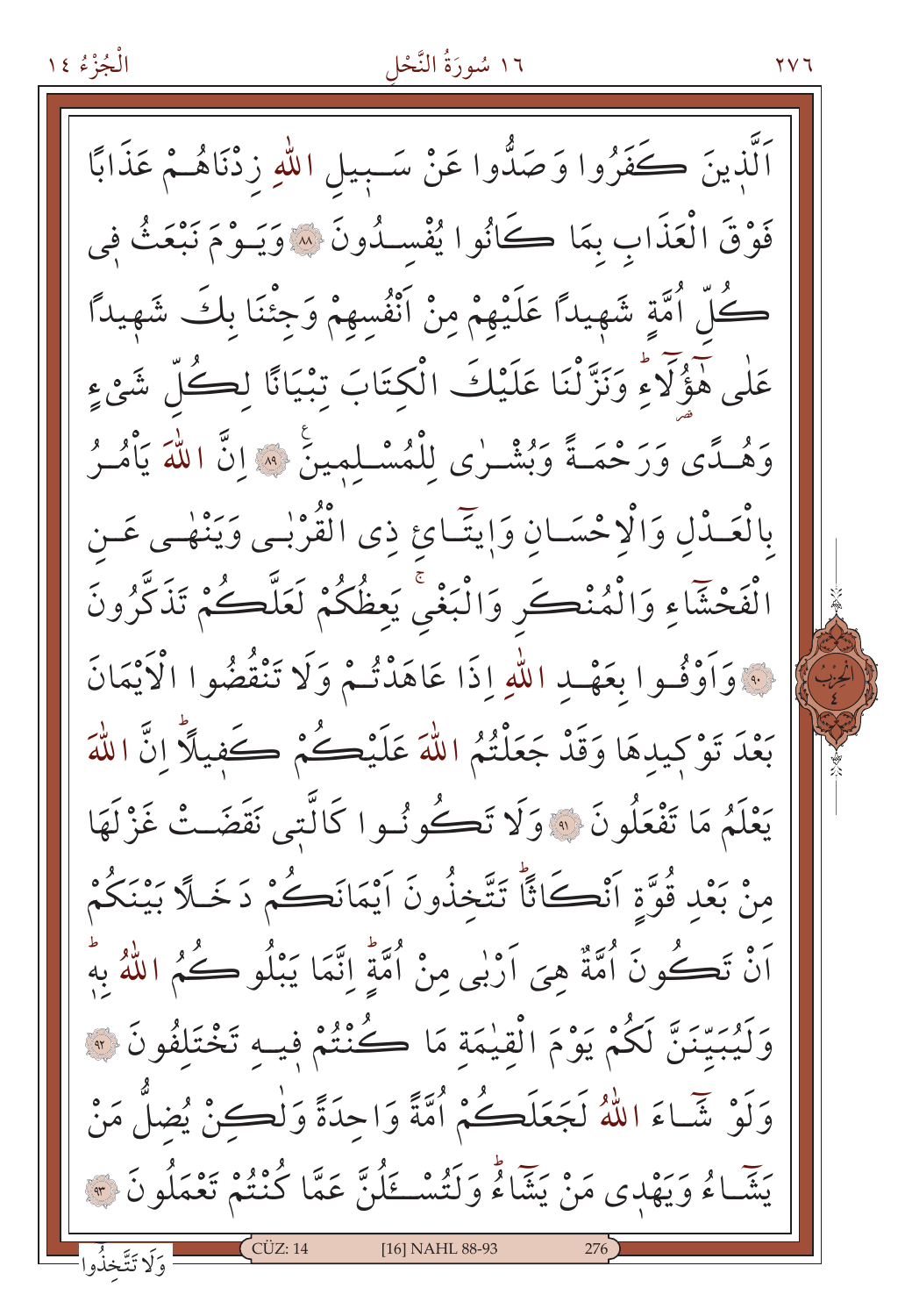اَلَّذِينَ كَفَرُوا وَصَدُّوا عَنْ سَبِيلِ اللّٰهِ زِدْنَاهُمْ عَذَابًا فَوْقَ الْعَذَابِ بِمَا كَانُوا يُفْسِدُونَ ﴿٨٨﴾ وَيَوْمَ نَبْعَثُ فٖى كُلِّ اُمَّةٍ شَهٖيدًا عَلَيْهِمْ مِنْ اَنْفُسِهِمْ وَجِئْنَا بِكَ شَهٖيدًا عَلٰى هٰٓؤُ۬لَٓاءِۜ وَنَزَّلْنَا عَلَيْكَ الْكِتَابَ تِبْيَانًا لِكُلِّ شَيْءٍ وَهُدًى وَرَحْمَةً وَبُشْرٰى لِلْمُسْلِمٖينَ ﴿٨٩﴾ اِنَّ اللّٰهَ يَأْمُرُ بِالْعَدْلِ وَالْاِحْسَانِ وَاٖيتَٓائِ ذِى الْقُرْبٰى وَيَنْهٰى عَنِ الْفَحْشَٓاءِ وَالْمُنْكَرِ وَالْبَغْيِ يَعِظُكُمْ لَعَلَّكُمْ تَذَكَّرُونَ ﴿٩٠﴾ وَاَوْفُوا بِعَهْدِ اللّٰهِ اِذَا عَاهَدْتُمْ وَلَا تَنْقُضُوا الْاَيْمَانَ بَعْدَ تَوْكٖيدِهَا وَقَدْ جَعَلْتُمُ اللّٰهَ عَلَيْكُمْ كَفٖيلًاۜ اِنَّ اللّٰهَ يَعْلَمُ مَا تَفْعَلُونَ ﴿٩١﴾ وَلَا تَكُونُوا كَالَّتٖى نَقَضَتْ غَزْلَهَا مِنْ بَعْدِ قُوَّةٍ اَنْكَاثًاۜ تَتَّخِذُونَ اَيْمَانَكُمْ دَخَلًا بَيْنَكُمْ اَنْ تَكُونَ اُمَّةٌ هِيَ اَرْبٰى مِنْ اُمَّةٍۜ اِنَّمَا يَبْلُوكُمُ اللّٰهُ بِهٖۜ وَلَيُبَيِّنَنَّ لَكُمْ يَوْمَ الْقِيٰمَةِ مَا كُنْتُمْ فٖيهِ تَخْتَلِفُونَ ﴿٩٢﴾ وَلَوْ شَٓاءَ اللّٰهُ لَجَعَلَكُمْ اُمَّةً وَاحِدَةً وَلٰكِنْ يُضِلُّ مَنْ يَشَٓاءُ وَيَهْدٖى مَنْ يَشَٓاءُۜ وَلَتُسْـَٔلُنَّ عَمَّا كُنْتُمْ تَعْمَلُونَ ﴿٩٣﴾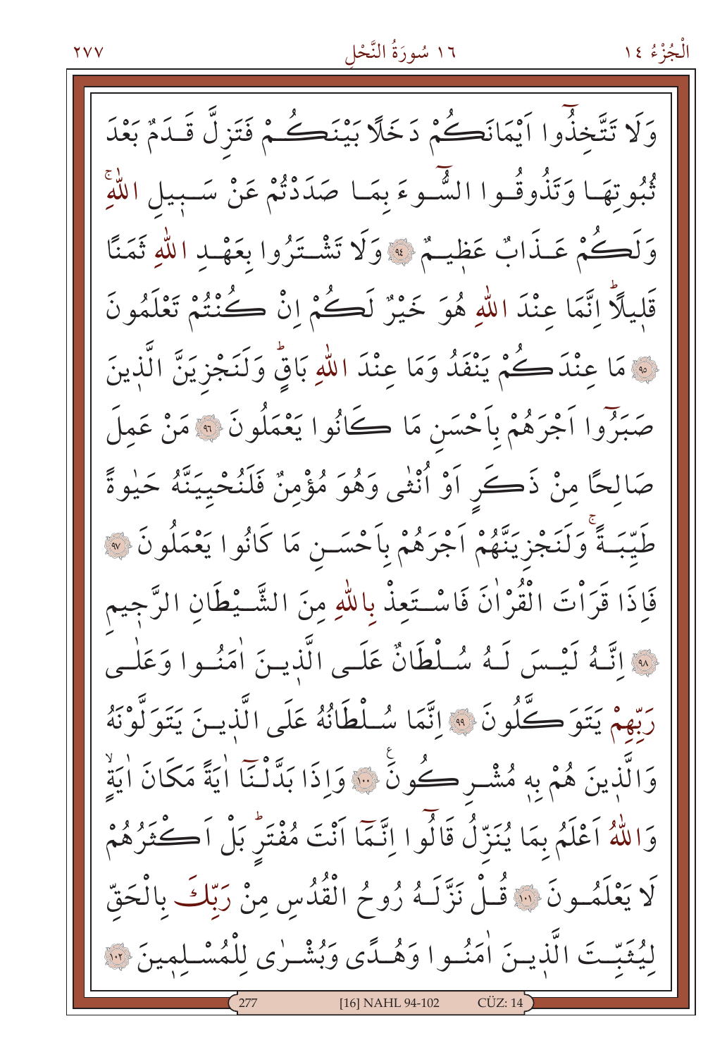وَلَا تَتَّخِذُٓوا اَيْمَانَكُمْ دَخَلًا بَيْنَكُمْ فَتَزِلَّ قَدَمٌ بَعْدَ ثُبُوتِهَا وَتَذُوقُوا السُّٓوءَ بِمَا صَدَدْتُمْ عَنْ سَبِيلِ اللّٰهِۚ وَلَكُمْ عَذَابٌ عَظِيمٌ ﴿٩٤﴾ وَلَا تَشْتَرُوا بِعَهْدِ اللّٰهِ ثَمَنًا قَلِيلًاۜ اِنَّمَا عِنْدَ اللّٰهِ هُوَ خَيْرٌ لَكُمْ اِنْ كُنْتُمْ تَعْلَمُونَ ﴿٩٥﴾ مَا عِنْدَكُمْ يَنْفَدُ وَمَا عِنْدَ اللّٰهِ بَاقٍۜ وَلَنَجْزِيَنَّ الَّذِينَ صَبَرُٓوا اَجْرَهُمْ بِاَحْسَنِ مَا كَانُوا يَعْمَلُونَ ﴿٩٦﴾ مَنْ عَمِلَ صَالِحًا مِنْ ذَكَرٍ اَوْ اُنْثٰى وَهُوَ مُؤْمِنٌ فَلَنُحْيِيَنَّهُ حَيٰوةً طَيِّبَةًۚ وَلَنَجْزِيَنَّهُمْ اَجْرَهُمْ بِاَحْسَنِ مَا كَانُوا يَعْمَلُونَ ﴿٩٧﴾ فَاِذَا قَرَاْتَ الْقُرْاٰنَ فَاسْتَعِذْ بِاللّٰهِ مِنَ الشَّيْطَانِ الرَّجِيمِ ﴿٩٨﴾ اِنَّهُ لَيْسَ لَهُ سُلْطَانٌ عَلَى الَّذِينَ اٰمَنُوا وَعَلٰى رَبِّهِمْ يَتَوَكَّلُونَ ﴿٩٩﴾ اِنَّمَا سُلْطَانُهُ عَلَى الَّذِينَ يَتَوَلَّوْنَهُ وَالَّذِينَ هُمْ بِهٖ مُشْرِكُونَ ۟ ﴿١٠٠﴾ وَاِذَا بَدَّلْنَٓا اٰيَةً مَكَانَ اٰيَةٍۙ وَاللّٰهُ اَعْلَمُ بِمَا يُنَزِّلُ قَالُٓوا اِنَّمَٓا اَنْتَ مُفْتَرٍۜ بَلْ اَكْثَرُهُمْ لَا يَعْلَمُونَ ﴿١٠١﴾ قُلْ نَزَّلَهُ رُوحُ الْقُدُسِ مِنْ رَبِّكَ بِالْحَقِّ لِيُثَبِّتَ الَّذِينَ اٰمَنُوا وَهُدًى وَبُشْرٰى لِلْمُسْلِمِينَ ﴿١٠٢﴾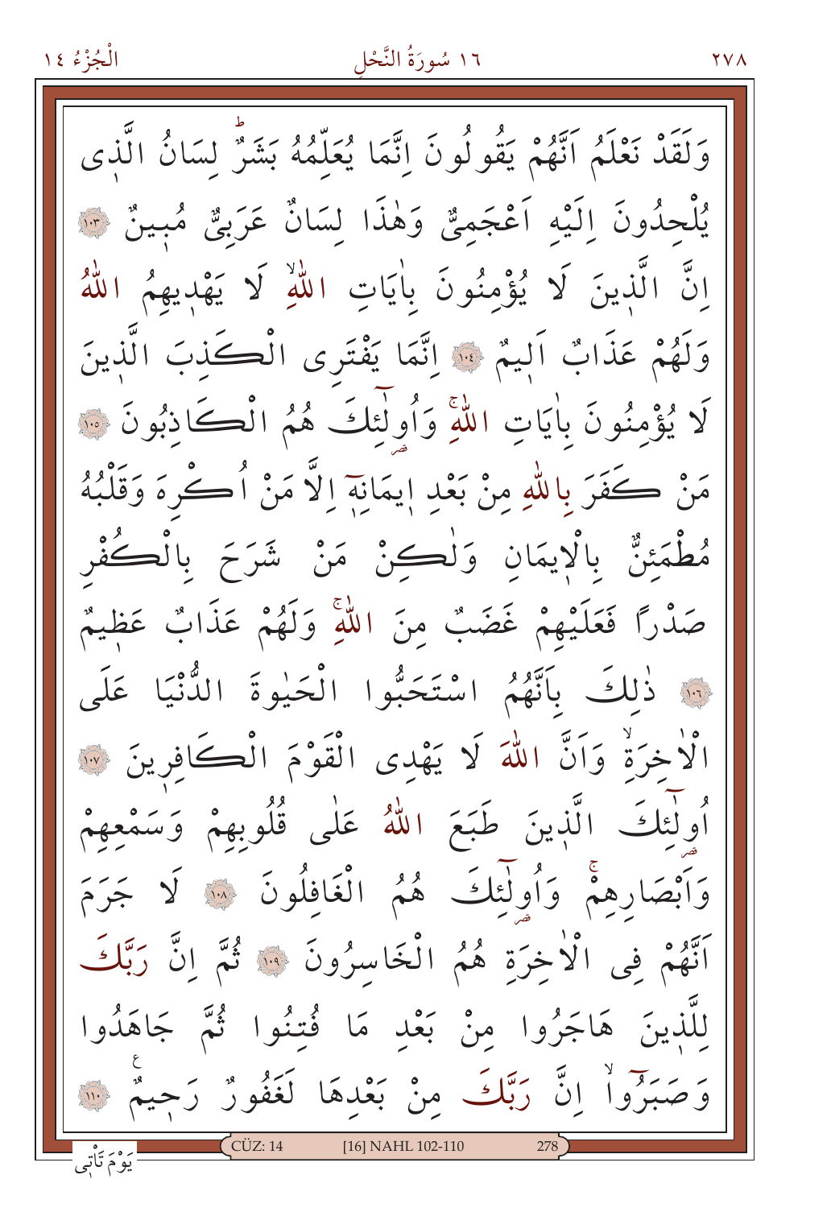وَلَقَدْ نَعْلَمُ اَنَّهُمْ يَقُولُونَ اِنَّمَا يُعَلِّمُهُ بَشَرٌۜ لِسَانُ الَّذٖى يُلْحِدُونَ اِلَيْهِ اَعْجَمِىٌّ وَهٰذَا لِسَانٌ عَرَبِىٌّ مُبٖينٌ ﴿١٠٣﴾ اِنَّ الَّذٖينَ لَا يُؤْمِنُونَ بِاٰيَاتِ اللّٰهِۙ لَا يَهْدٖيهِمُ اللّٰهُ وَلَهُمْ عَذَابٌ اَلٖيمٌ ﴿١٠٤﴾ اِنَّمَا يَفْتَرِى الْكَذِبَ الَّذٖينَ لَا يُؤْمِنُونَ بِاٰيَاتِ اللّٰهِۚ وَاُولٰٓئِكَ هُمُ الْكَاذِبُونَ ﴿١٠٥﴾ مَنْ كَفَرَ بِاللّٰهِ مِنْ بَعْدِ اٖيمَانِهٖٓ اِلَّا مَنْ اُكْرِهَ وَقَلْبُهُ مُطْمَئِنٌّ بِالْاٖيمَانِ وَلٰكِنْ مَنْ شَرَحَ بِالْكُفْرِ صَدْرًا فَعَلَيْهِمْ غَضَبٌ مِنَ اللّٰهِۚ وَلَهُمْ عَذَابٌ عَظٖيمٌ ﴿١٠٦﴾ ذٰلِكَ بِاَنَّهُمُ اسْتَحَبُّوا الْحَيٰوةَ الدُّنْيَا عَلَى الْاٰخِرَةِۙ وَاَنَّ اللّٰهَ لَا يَهْدِى الْقَوْمَ الْكَافِرٖينَ ﴿١٠٧﴾ اُولٰٓئِكَ الَّذٖينَ طَبَعَ اللّٰهُ عَلٰى قُلُوبِهِمْ وَسَمْعِهِمْ وَاَبْصَارِهِمْۚ وَاُولٰٓئِكَ هُمُ الْغَافِلُونَ ﴿١٠٨﴾ لَا جَرَمَ اَنَّهُمْ فِى الْاٰخِرَةِ هُمُ الْخَاسِرُونَ ﴿١٠٩﴾ ثُمَّ اِنَّ رَبَّكَ لِلَّذٖينَ هَاجَرُوا مِنْ بَعْدِ مَا فُتِنُوا ثُمَّ جَاهَدُوا وَصَبَرُوٓاۙ اِنَّ رَبَّكَ مِنْ بَعْدِهَا لَغَفُورٌ رَحٖيمٌ ﴿١١٠﴾

يَوْمَ تَاْتٖى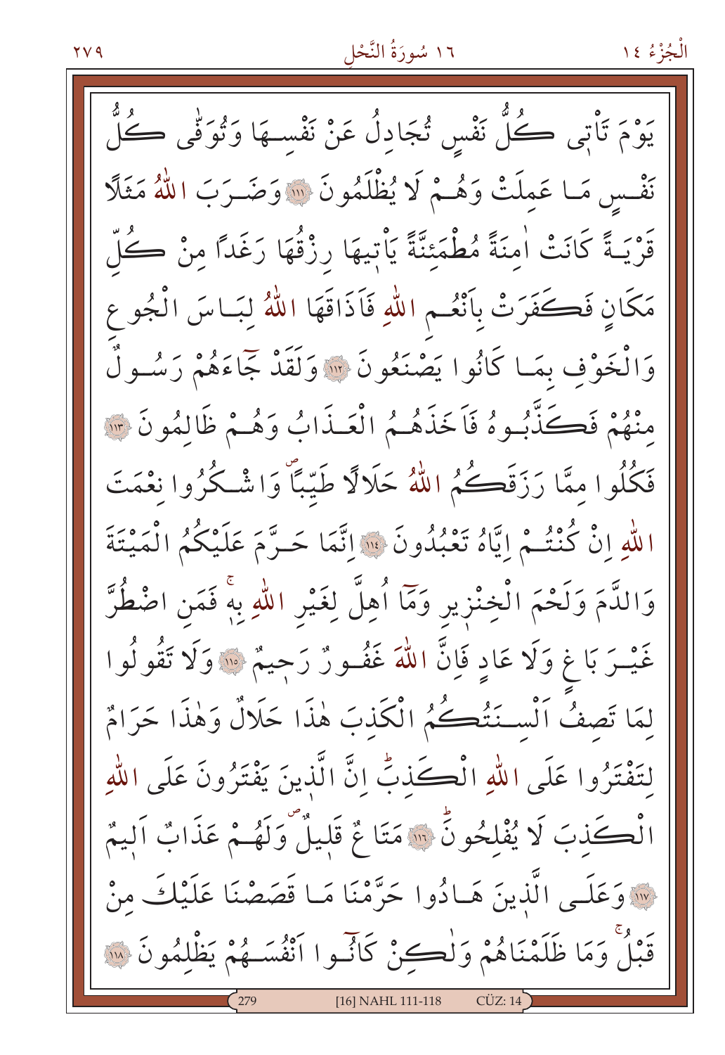يَوْمَ تَأْتٖى كُلُّ نَفْسٍ تُجَادِلُ عَنْ نَفْسِهَا وَتُوَفّٰى كُلُّ نَفْسٍ مَا عَمِلَتْ وَهُمْ لَا يُظْلَمُونَ ﴿١١١﴾ وَضَرَبَ اللّٰهُ مَثَلًا قَرْيَةً كَانَتْ اٰمِنَةً مُطْمَئِنَّةً يَأْتٖيهَا رِزْقُهَا رَغَدًا مِنْ كُلِّ مَكَانٍ فَكَفَرَتْ بِاَنْعُمِ اللّٰهِ فَاَذَاقَهَا اللّٰهُ لِبَاسَ الْجُوعِ وَالْخَوْفِ بِمَا كَانُوا يَصْنَعُونَ ﴿١١٢﴾ وَلَقَدْ جَٓاءَهُمْ رَسُولٌ مِنْهُمْ فَكَذَّبُوهُ فَاَخَذَهُمُ الْعَذَابُ وَهُمْ ظَالِمُونَ ﴿١١٣﴾ فَكُلُوا مِمَّا رَزَقَكُمُ اللّٰهُ حَلَالًا طَيِّبًاۖ وَاشْكُرُوا نِعْمَتَ اللّٰهِ اِنْ كُنْتُمْ اِيَّاهُ تَعْبُدُونَ ﴿١١٤﴾ اِنَّمَا حَرَّمَ عَلَيْكُمُ الْمَيْتَةَ وَالدَّمَ وَلَحْمَ الْخِنْزٖيرِ وَمَٓا اُهِلَّ لِغَيْرِ اللّٰهِ بِهٖۚ فَمَنِ اضْطُرَّ غَيْرَ بَاغٍ وَلَا عَادٍ فَاِنَّ اللّٰهَ غَفُورٌ رَحٖيمٌ ﴿١١٥﴾ وَلَا تَقُولُوا لِمَا تَصِفُ اَلْسِنَتُكُمُ الْكَذِبَ هٰذَا حَلَالٌ وَهٰذَا حَرَامٌ لِتَفْتَرُوا عَلَى اللّٰهِ الْكَذِبَۜ اِنَّ الَّذٖينَ يَفْتَرُونَ عَلَى اللّٰهِ الْكَذِبَ لَا يُفْلِحُونَۜ ﴿١١٦﴾ مَتَاعٌ قَلٖيلٌۖ وَلَهُمْ عَذَابٌ اَلٖيمٌ ﴿١١٧﴾ وَعَلَى الَّذٖينَ هَادُوا حَرَّمْنَا مَا قَصَصْنَا عَلَيْكَ مِنْ قَبْلُۚ وَمَا ظَلَمْنَاهُمْ وَلٰكِنْ كَانُٓوا اَنْفُسَهُمْ يَظْلِمُونَ ﴿١١٨﴾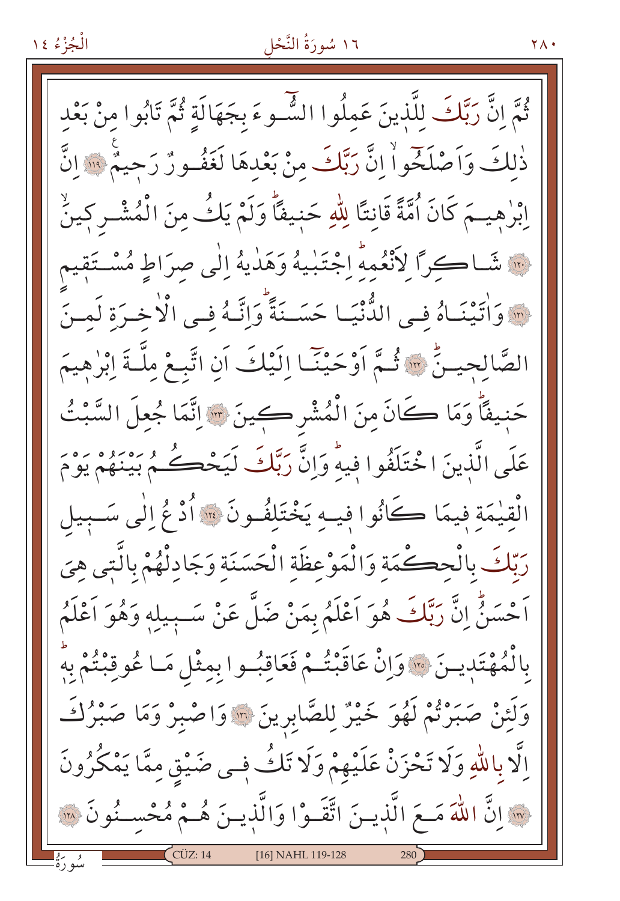ثُمَّ اِنَّ رَبَّكَ لِلَّذٖينَ عَمِلُوا السُّوءَ بِجَهَالَةٍ ثُمَّ تَابُوا مِنْ بَعْدِ ذٰلِكَ وَاَصْلَحُوا اِنَّ رَبَّكَ مِنْ بَعْدِهَا لَغَفُورٌ رَحٖيمٌ ﴿١١٩﴾ اِنَّ اِبْرٰهٖيمَ كَانَ اُمَّةً قَانِتًا لِلّٰهِ حَنٖيفًا وَلَمْ يَكُ مِنَ الْمُشْرِكٖينَ ﴿١٢٠﴾ شَاكِرًا لِاَنْعُمِهٖ اِجْتَبٰيهُ وَهَدٰيهُ اِلٰى صِرَاطٍ مُسْتَقٖيمٍ ﴿١٢١﴾ وَاٰتَيْنَاهُ فِى الدُّنْيَا حَسَنَةً وَاِنَّهُ فِى الْاٰخِرَةِ لَمِنَ الصَّالِحٖينَ ﴿١٢٢﴾ ثُمَّ اَوْحَيْنَا اِلَيْكَ اَنِ اتَّبِعْ مِلَّةَ اِبْرٰهٖيمَ حَنٖيفًا وَمَا كَانَ مِنَ الْمُشْرِكٖينَ ﴿١٢٣﴾ اِنَّمَا جُعِلَ السَّبْتُ عَلَى الَّذٖينَ اخْتَلَفُوا فٖيهِ وَاِنَّ رَبَّكَ لَيَحْكُمُ بَيْنَهُمْ يَوْمَ الْقِيٰمَةِ فٖيمَا كَانُوا فٖيهِ يَخْتَلِفُونَ ﴿١٢٤﴾ اُدْعُ اِلٰى سَبٖيلِ رَبِّكَ بِالْحِكْمَةِ وَالْمَوْعِظَةِ الْحَسَنَةِ وَجَادِلْهُمْ بِالَّتٖى هِىَ اَحْسَنُ اِنَّ رَبَّكَ هُوَ اَعْلَمُ بِمَنْ ضَلَّ عَنْ سَبٖيلِهٖ وَهُوَ اَعْلَمُ بِالْمُهْتَدٖينَ ﴿١٢٥﴾ وَاِنْ عَاقَبْتُمْ فَعَاقِبُوا بِمِثْلِ مَا عُوقِبْتُمْ بِهٖ وَلَئِنْ صَبَرْتُمْ لَهُوَ خَيْرٌ لِلصَّابِرٖينَ ﴿١٢٦﴾ وَاصْبِرْ وَمَا صَبْرُكَ اِلَّا بِاللّٰهِ وَلَا تَحْزَنْ عَلَيْهِمْ وَلَا تَكُ فٖى ضَيْقٍ مِمَّا يَمْكُرُونَ ﴿١٢٧﴾ اِنَّ اللّٰهَ مَعَ الَّذٖينَ اتَّقَوْا وَالَّذٖينَ هُمْ مُحْسِنُونَ ﴿١٢٨﴾